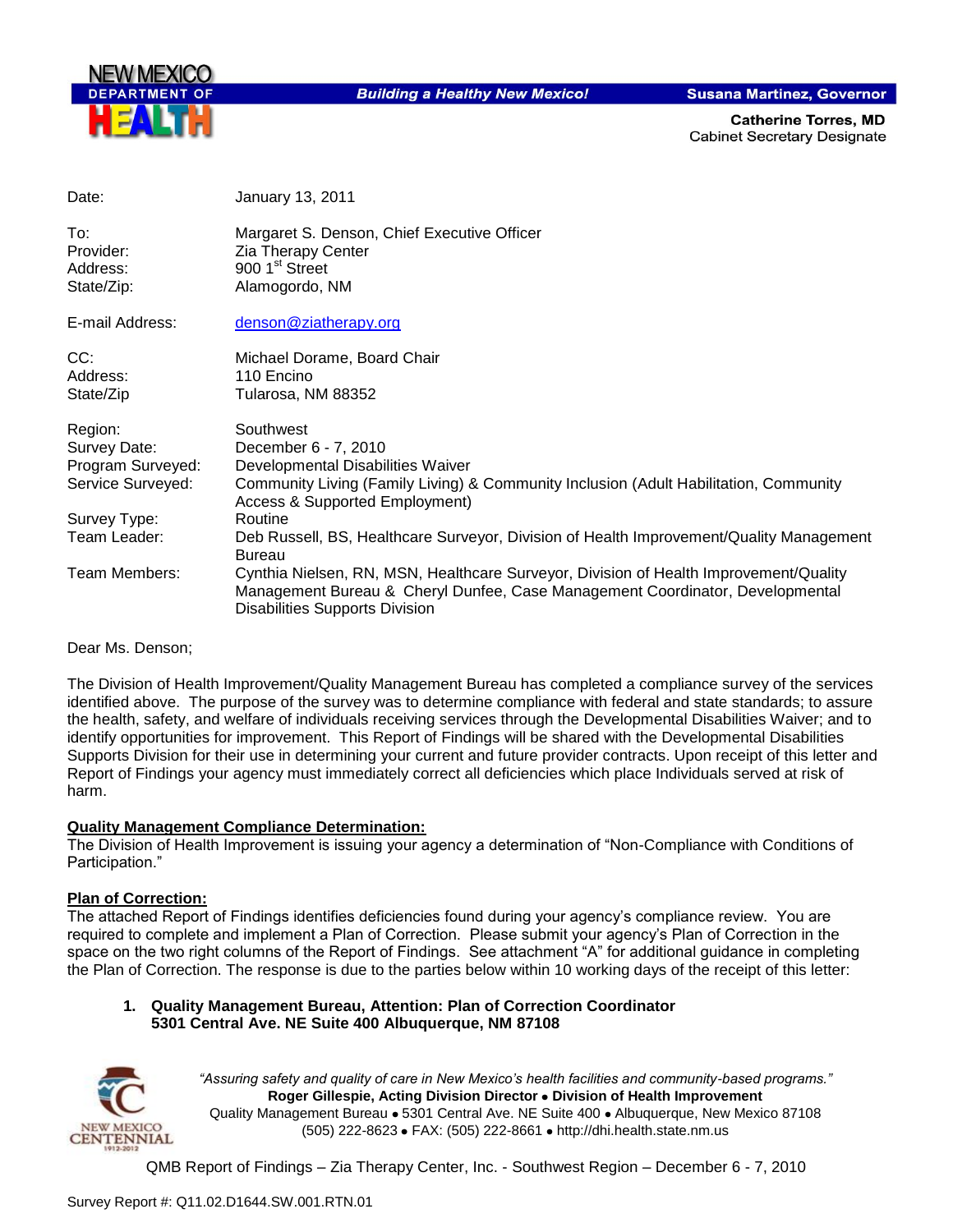NEW MEXICO DEPARTMENT OF HEALTH

*Building a Healthy New Mexico!*

**Susana Martinez, Governor**

**Catherine Torres, MD**
Cabinet Secretary Designate

| | |
|---|---|
| Date: | January 13, 2011 |
| To: | Margaret S. Denson, Chief Executive Officer |
| Provider: | Zia Therapy Center |
| Address: | 900 1st Street |
| State/Zip: | Alamogordo, NM |
| E-mail Address: | denson@ziatherapy.org |
| CC: | Michael Dorame, Board Chair |
| Address: | 110 Encino |
| State/Zip | Tularosa, NM 88352 |
| Region: | Southwest |
| Survey Date: | December 6 - 7, 2010 |
| Program Surveyed: | Developmental Disabilities Waiver |
| Service Surveyed: | Community Living (Family Living) & Community Inclusion (Adult Habilitation, Community Access & Supported Employment) |
| Survey Type: | Routine |
| Team Leader: | Deb Russell, BS, Healthcare Surveyor, Division of Health Improvement/Quality Management Bureau |
| Team Members: | Cynthia Nielsen, RN, MSN, Healthcare Surveyor, Division of Health Improvement/Quality Management Bureau & Cheryl Dunfee, Case Management Coordinator, Developmental Disabilities Supports Division |

Dear Ms. Denson;

The Division of Health Improvement/Quality Management Bureau has completed a compliance survey of the services identified above. The purpose of the survey was to determine compliance with federal and state standards; to assure the health, safety, and welfare of individuals receiving services through the Developmental Disabilities Waiver; and to identify opportunities for improvement. This Report of Findings will be shared with the Developmental Disabilities Supports Division for their use in determining your current and future provider contracts. Upon receipt of this letter and Report of Findings your agency must immediately correct all deficiencies which place Individuals served at risk of harm.

**Quality Management Compliance Determination:**
The Division of Health Improvement is issuing your agency a determination of "Non-Compliance with Conditions of Participation."

**Plan of Correction:**
The attached Report of Findings identifies deficiencies found during your agency's compliance review. You are required to complete and implement a Plan of Correction. Please submit your agency's Plan of Correction in the space on the two right columns of the Report of Findings. See attachment "A" for additional guidance in completing the Plan of Correction. The response is due to the parties below within 10 working days of the receipt of this letter:

1. **Quality Management Bureau, Attention: Plan of Correction Coordinator
5301 Central Ave. NE Suite 400 Albuquerque, NM 87108**

*"Assuring safety and quality of care in New Mexico's health facilities and community-based programs."*
**Roger Gillespie, Acting Division Director • Division of Health Improvement**
Quality Management Bureau • 5301 Central Ave. NE Suite 400 • Albuquerque, New Mexico 87108
(505) 222-8623 • FAX: (505) 222-8661 • http://dhi.health.state.nm.us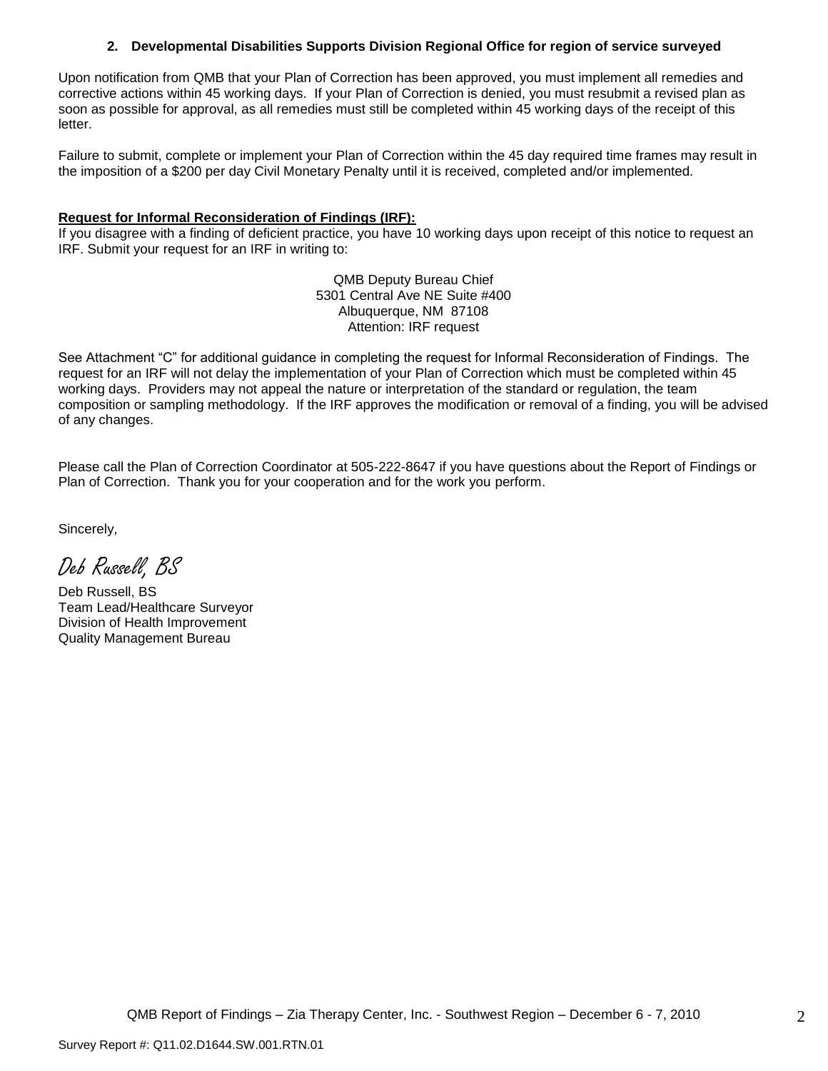2. **Developmental Disabilities Supports Division Regional Office for region of service surveyed**

Upon notification from QMB that your Plan of Correction has been approved, you must implement all remedies and corrective actions within 45 working days. If your Plan of Correction is denied, you must resubmit a revised plan as soon as possible for approval, as all remedies must still be completed within 45 working days of the receipt of this letter.

Failure to submit, complete or implement your Plan of Correction within the 45 day required time frames may result in the imposition of a $200 per day Civil Monetary Penalty until it is received, completed and/or implemented.

**Request for Informal Reconsideration of Findings (IRF):**

If you disagree with a finding of deficient practice, you have 10 working days upon receipt of this notice to request an IRF. Submit your request for an IRF in writing to:

QMB Deputy Bureau Chief
5301 Central Ave NE Suite #400
Albuquerque, NM 87108
Attention: IRF request

See Attachment "C" for additional guidance in completing the request for Informal Reconsideration of Findings. The request for an IRF will not delay the implementation of your Plan of Correction which must be completed within 45 working days. Providers may not appeal the nature or interpretation of the standard or regulation, the team composition or sampling methodology. If the IRF approves the modification or removal of a finding, you will be advised of any changes.

Please call the Plan of Correction Coordinator at 505-222-8647 if you have questions about the Report of Findings or Plan of Correction. Thank you for your cooperation and for the work you perform.

Sincerely,

*Deb Russell, BS*

Deb Russell, BS
Team Lead/Healthcare Surveyor
Division of Health Improvement
Quality Management Bureau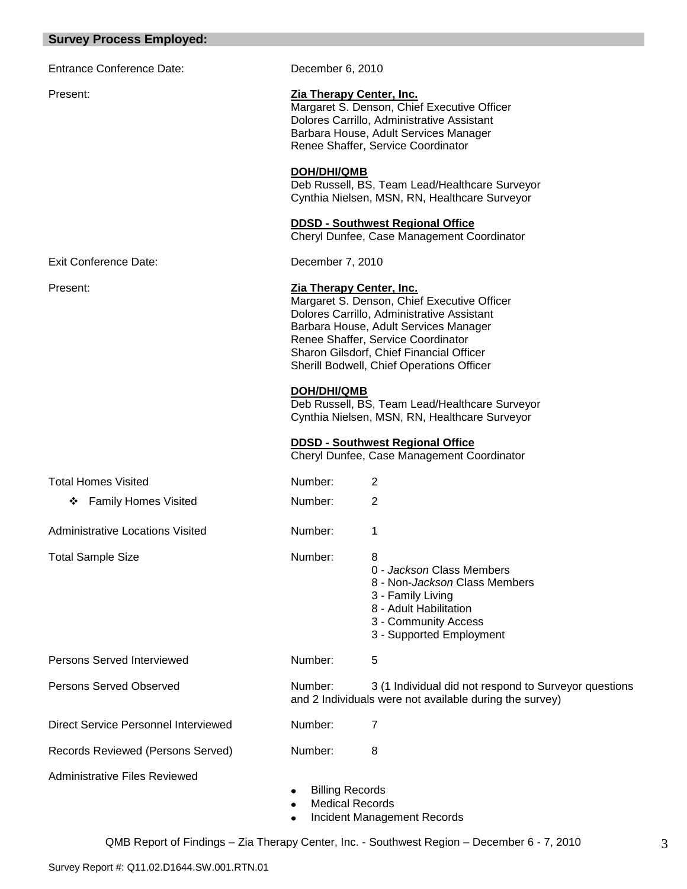## Survey Process Employed:

| | | |
|---|---|---|
| Entrance Conference Date: | December 6, 2010 | |
| Present: | **Zia Therapy Center, Inc.**<br>Margaret S. Denson, Chief Executive Officer<br>Dolores Carrillo, Administrative Assistant<br>Barbara House, Adult Services Manager<br>Renee Shaffer, Service Coordinator<br><br>**DOH/DHI/QMB**<br>Deb Russell, BS, Team Lead/Healthcare Surveyor<br>Cynthia Nielsen, MSN, RN, Healthcare Surveyor<br><br>**DDSD - Southwest Regional Office**<br>Cheryl Dunfee, Case Management Coordinator | |
| Exit Conference Date: | December 7, 2010 | |
| Present: | **Zia Therapy Center, Inc.**<br>Margaret S. Denson, Chief Executive Officer<br>Dolores Carrillo, Administrative Assistant<br>Barbara House, Adult Services Manager<br>Renee Shaffer, Service Coordinator<br>Sharon Gilsdorf, Chief Financial Officer<br>Sherill Bodwell, Chief Operations Officer<br><br>**DOH/DHI/QMB**<br>Deb Russell, BS, Team Lead/Healthcare Surveyor<br>Cynthia Nielsen, MSN, RN, Healthcare Surveyor<br><br>**DDSD - Southwest Regional Office**<br>Cheryl Dunfee, Case Management Coordinator | |
| Total Homes Visited | Number: | 2 |
| ❖ Family Homes Visited | Number: | 2 |
| Administrative Locations Visited | Number: | 1 |
| Total Sample Size | Number: | 8<br>0 - *Jackson* Class Members<br>8 - Non-*Jackson* Class Members<br>3 - Family Living<br>8 - Adult Habilitation<br>3 - Community Access<br>3 - Supported Employment |
| Persons Served Interviewed | Number: | 5 |
| Persons Served Observed | Number: | 3 (1 Individual did not respond to Surveyor questions and 2 Individuals were not available during the survey) |
| Direct Service Personnel Interviewed | Number: | 7 |
| Records Reviewed (Persons Served) | Number: | 8 |
| Administrative Files Reviewed | | |

- Billing Records
- Medical Records
- Incident Management Records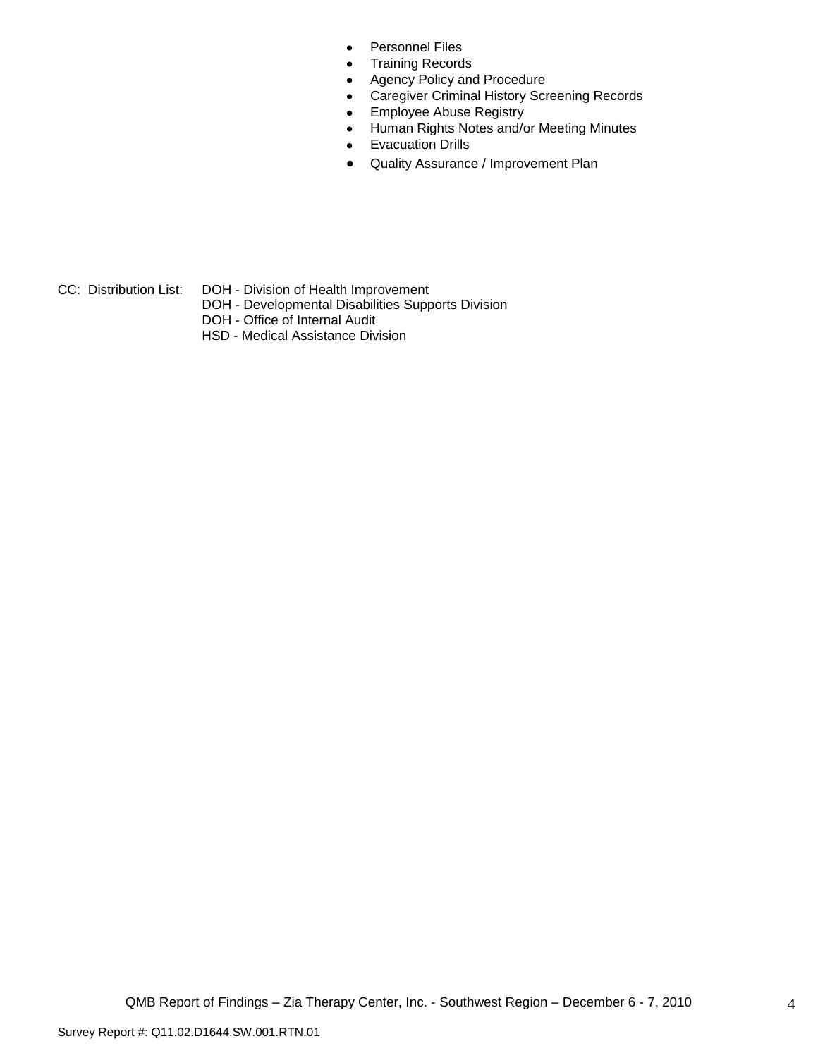- Personnel Files
- Training Records
- Agency Policy and Procedure
- Caregiver Criminal History Screening Records
- Employee Abuse Registry
- Human Rights Notes and/or Meeting Minutes
- Evacuation Drills
- Quality Assurance / Improvement Plan

CC: Distribution List: DOH - Division of Health Improvement
DOH - Developmental Disabilities Supports Division
DOH - Office of Internal Audit
HSD - Medical Assistance Division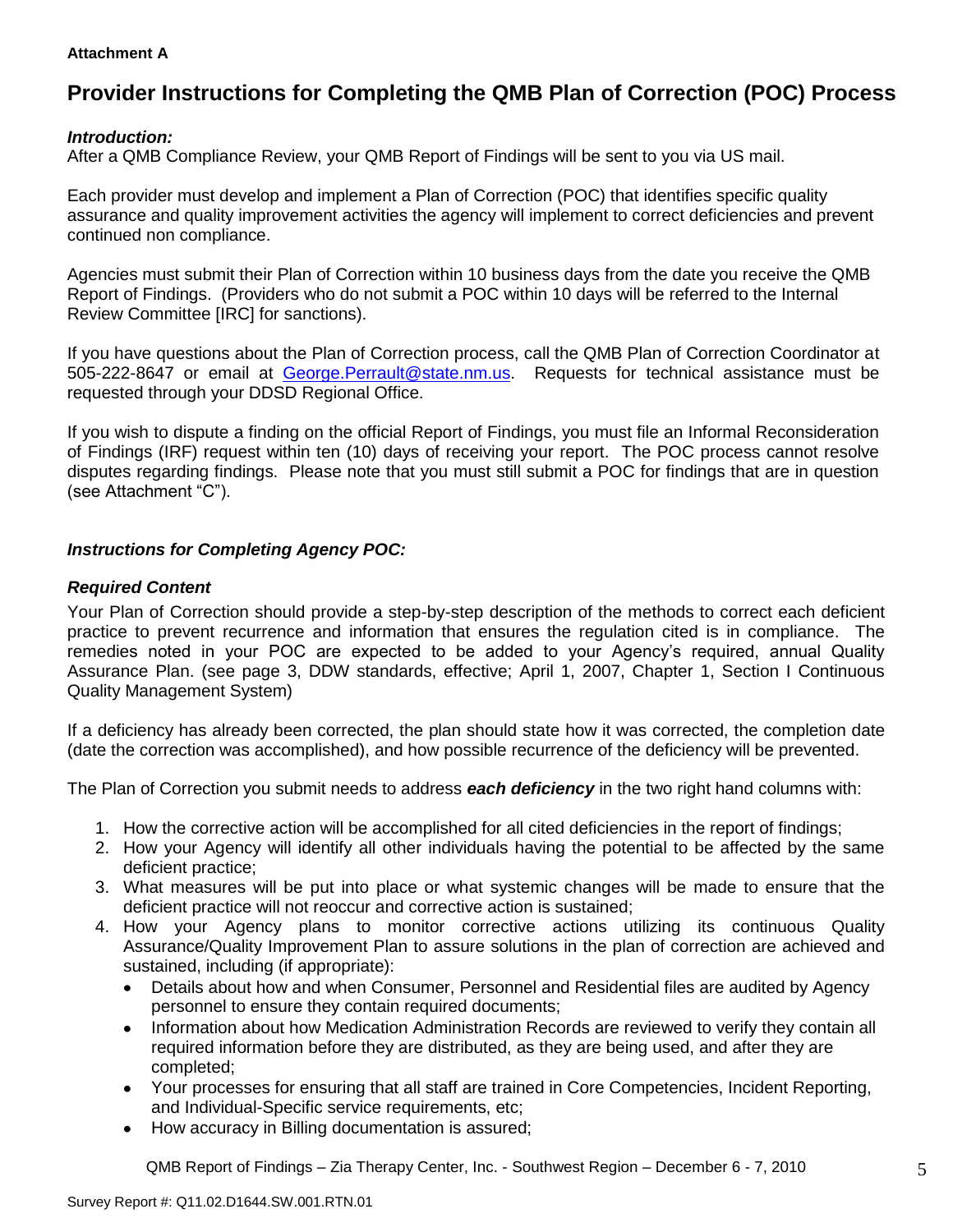**Attachment A**

# Provider Instructions for Completing the QMB Plan of Correction (POC) Process

***Introduction:***
After a QMB Compliance Review, your QMB Report of Findings will be sent to you via US mail.

Each provider must develop and implement a Plan of Correction (POC) that identifies specific quality assurance and quality improvement activities the agency will implement to correct deficiencies and prevent continued non compliance.

Agencies must submit their Plan of Correction within 10 business days from the date you receive the QMB Report of Findings. (Providers who do not submit a POC within 10 days will be referred to the Internal Review Committee [IRC] for sanctions).

If you have questions about the Plan of Correction process, call the QMB Plan of Correction Coordinator at 505-222-8647 or email at George.Perrault@state.nm.us. Requests for technical assistance must be requested through your DDSD Regional Office.

If you wish to dispute a finding on the official Report of Findings, you must file an Informal Reconsideration of Findings (IRF) request within ten (10) days of receiving your report. The POC process cannot resolve disputes regarding findings. Please note that you must still submit a POC for findings that are in question (see Attachment "C").

***Instructions for Completing Agency POC:***

***Required Content***
Your Plan of Correction should provide a step-by-step description of the methods to correct each deficient practice to prevent recurrence and information that ensures the regulation cited is in compliance. The remedies noted in your POC are expected to be added to your Agency's required, annual Quality Assurance Plan. (see page 3, DDW standards, effective; April 1, 2007, Chapter 1, Section I Continuous Quality Management System)

If a deficiency has already been corrected, the plan should state how it was corrected, the completion date (date the correction was accomplished), and how possible recurrence of the deficiency will be prevented.

The Plan of Correction you submit needs to address ***each deficiency*** in the two right hand columns with:

1. How the corrective action will be accomplished for all cited deficiencies in the report of findings;
2. How your Agency will identify all other individuals having the potential to be affected by the same deficient practice;
3. What measures will be put into place or what systemic changes will be made to ensure that the deficient practice will not reoccur and corrective action is sustained;
4. How your Agency plans to monitor corrective actions utilizing its continuous Quality Assurance/Quality Improvement Plan to assure solutions in the plan of correction are achieved and sustained, including (if appropriate):
   - Details about how and when Consumer, Personnel and Residential files are audited by Agency personnel to ensure they contain required documents;
   - Information about how Medication Administration Records are reviewed to verify they contain all required information before they are distributed, as they are being used, and after they are completed;
   - Your processes for ensuring that all staff are trained in Core Competencies, Incident Reporting, and Individual-Specific service requirements, etc;
   - How accuracy in Billing documentation is assured;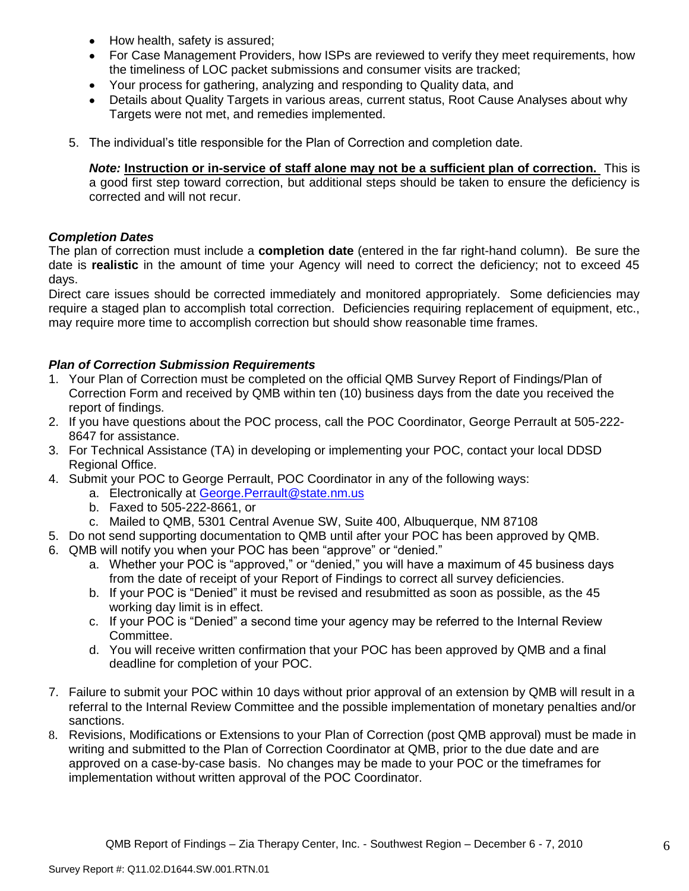- How health, safety is assured;
- For Case Management Providers, how ISPs are reviewed to verify they meet requirements, how the timeliness of LOC packet submissions and consumer visits are tracked;
- Your process for gathering, analyzing and responding to Quality data, and
- Details about Quality Targets in various areas, current status, Root Cause Analyses about why Targets were not met, and remedies implemented.

5. The individual's title responsible for the Plan of Correction and completion date.

   ***Note:*** **Instruction or in-service of staff alone may not be a sufficient plan of correction.** This is a good first step toward correction, but additional steps should be taken to ensure the deficiency is corrected and will not recur.

***Completion Dates***

The plan of correction must include a **completion date** (entered in the far right-hand column). Be sure the date is **realistic** in the amount of time your Agency will need to correct the deficiency; not to exceed 45 days.

Direct care issues should be corrected immediately and monitored appropriately. Some deficiencies may require a staged plan to accomplish total correction. Deficiencies requiring replacement of equipment, etc., may require more time to accomplish correction but should show reasonable time frames.

***Plan of Correction Submission Requirements***

1. Your Plan of Correction must be completed on the official QMB Survey Report of Findings/Plan of Correction Form and received by QMB within ten (10) business days from the date you received the report of findings.
2. If you have questions about the POC process, call the POC Coordinator, George Perrault at 505-222-8647 for assistance.
3. For Technical Assistance (TA) in developing or implementing your POC, contact your local DDSD Regional Office.
4. Submit your POC to George Perrault, POC Coordinator in any of the following ways:
   a. Electronically at George.Perrault@state.nm.us
   b. Faxed to 505-222-8661, or
   c. Mailed to QMB, 5301 Central Avenue SW, Suite 400, Albuquerque, NM 87108
5. Do not send supporting documentation to QMB until after your POC has been approved by QMB.
6. QMB will notify you when your POC has been "approve" or "denied."
   a. Whether your POC is "approved," or "denied," you will have a maximum of 45 business days from the date of receipt of your Report of Findings to correct all survey deficiencies.
   b. If your POC is "Denied" it must be revised and resubmitted as soon as possible, as the 45 working day limit is in effect.
   c. If your POC is "Denied" a second time your agency may be referred to the Internal Review Committee.
   d. You will receive written confirmation that your POC has been approved by QMB and a final deadline for completion of your POC.
7. Failure to submit your POC within 10 days without prior approval of an extension by QMB will result in a referral to the Internal Review Committee and the possible implementation of monetary penalties and/or sanctions.
8. Revisions, Modifications or Extensions to your Plan of Correction (post QMB approval) must be made in writing and submitted to the Plan of Correction Coordinator at QMB, prior to the due date and are approved on a case-by-case basis. No changes may be made to your POC or the timeframes for implementation without written approval of the POC Coordinator.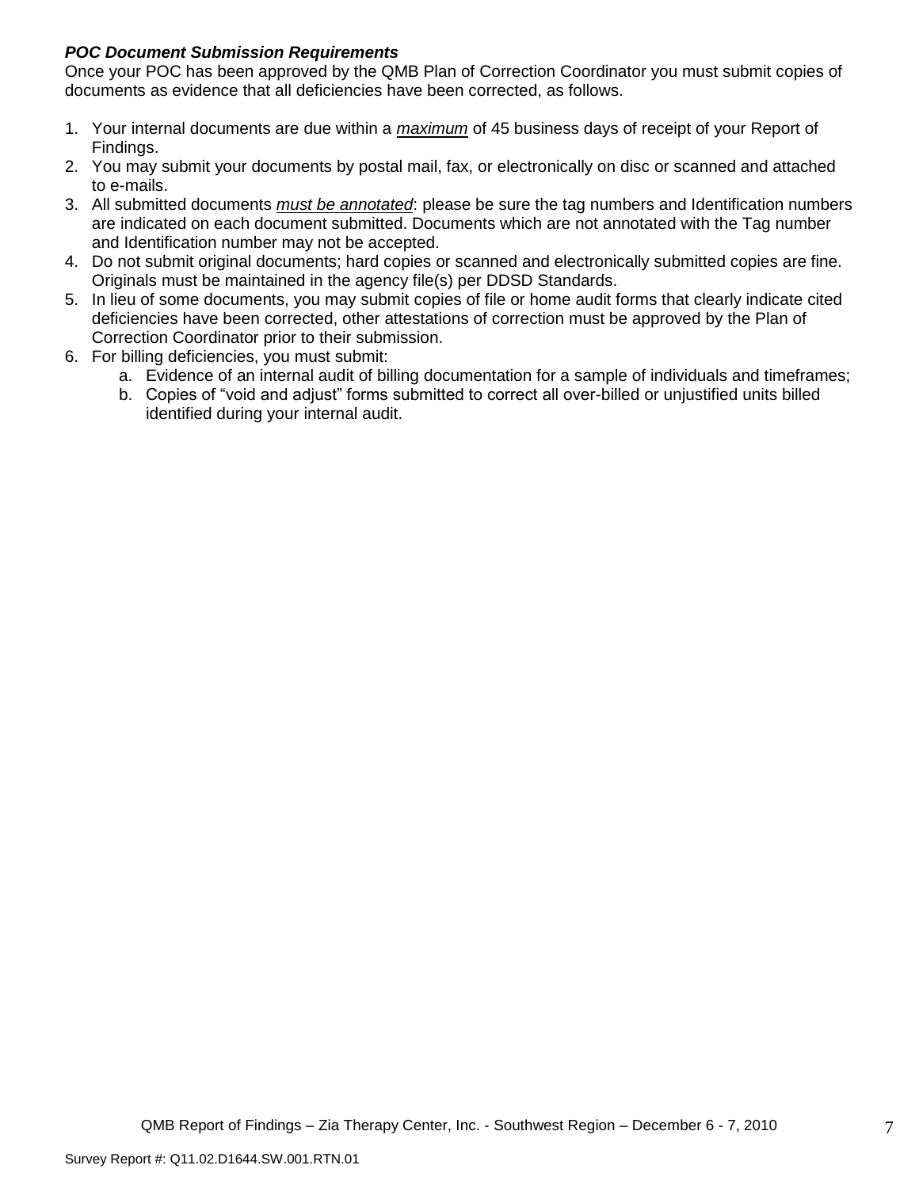***POC Document Submission Requirements***

Once your POC has been approved by the QMB Plan of Correction Coordinator you must submit copies of documents as evidence that all deficiencies have been corrected, as follows.

1. Your internal documents are due within a ***maximum*** of 45 business days of receipt of your Report of Findings.
2. You may submit your documents by postal mail, fax, or electronically on disc or scanned and attached to e-mails.
3. All submitted documents ***must be annotated***: please be sure the tag numbers and Identification numbers are indicated on each document submitted. Documents which are not annotated with the Tag number and Identification number may not be accepted.
4. Do not submit original documents; hard copies or scanned and electronically submitted copies are fine. Originals must be maintained in the agency file(s) per DDSD Standards.
5. In lieu of some documents, you may submit copies of file or home audit forms that clearly indicate cited deficiencies have been corrected, other attestations of correction must be approved by the Plan of Correction Coordinator prior to their submission.
6. For billing deficiencies, you must submit:
   a. Evidence of an internal audit of billing documentation for a sample of individuals and timeframes;
   b. Copies of "void and adjust" forms submitted to correct all over-billed or unjustified units billed identified during your internal audit.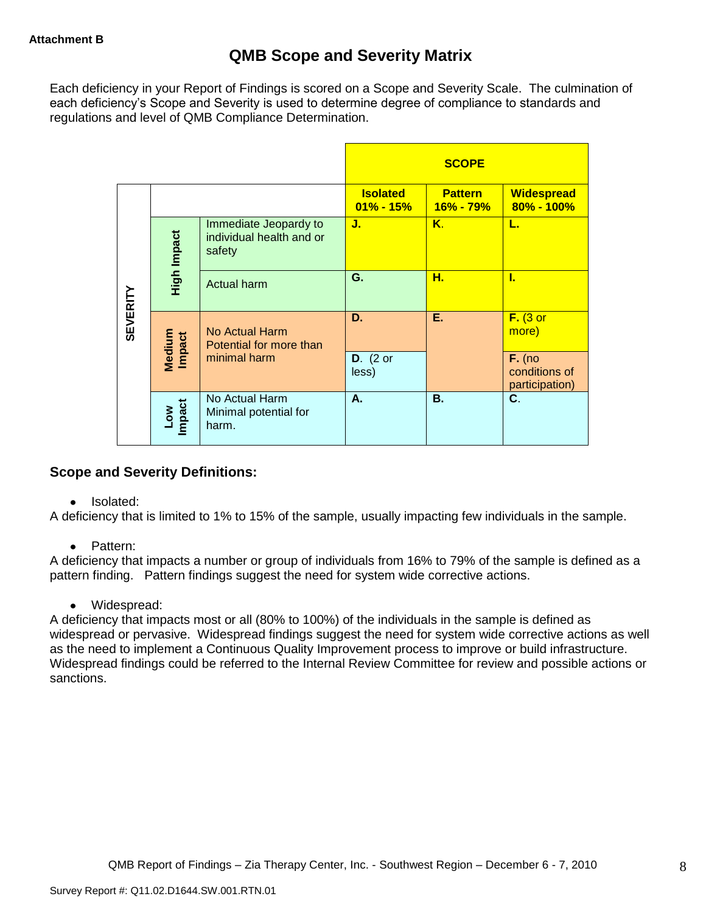Attachment B

# QMB Scope and Severity Matrix

Each deficiency in your Report of Findings is scored on a Scope and Severity Scale. The culmination of each deficiency's Scope and Severity is used to determine degree of compliance to standards and regulations and level of QMB Compliance Determination.

| | | | SCOPE | | |
|---|---|---|---|---|---|
| SEVERITY | | | **Isolated 01% - 15%** | **Pattern 16% - 79%** | **Widespread 80% - 100%** |
| | High Impact | Immediate Jeopardy to individual health and or safety | **J.** | **K.** | **L.** |
| | | Actual harm | **G.** | **H.** | **I.** |
| | Medium Impact | No Actual Harm Potential for more than minimal harm | **D.** | **E.** | **F.** (3 or more) |
| | | | **D.** (2 or less) | | **F.** (no conditions of participation) |
| | Low Impact | No Actual Harm Minimal potential for harm. | **A.** | **B.** | **C.** |

## Scope and Severity Definitions:

- Isolated:

A deficiency that is limited to 1% to 15% of the sample, usually impacting few individuals in the sample.

- Pattern:

A deficiency that impacts a number or group of individuals from 16% to 79% of the sample is defined as a pattern finding. Pattern findings suggest the need for system wide corrective actions.

- Widespread:

A deficiency that impacts most or all (80% to 100%) of the individuals in the sample is defined as widespread or pervasive. Widespread findings suggest the need for system wide corrective actions as well as the need to implement a Continuous Quality Improvement process to improve or build infrastructure. Widespread findings could be referred to the Internal Review Committee for review and possible actions or sanctions.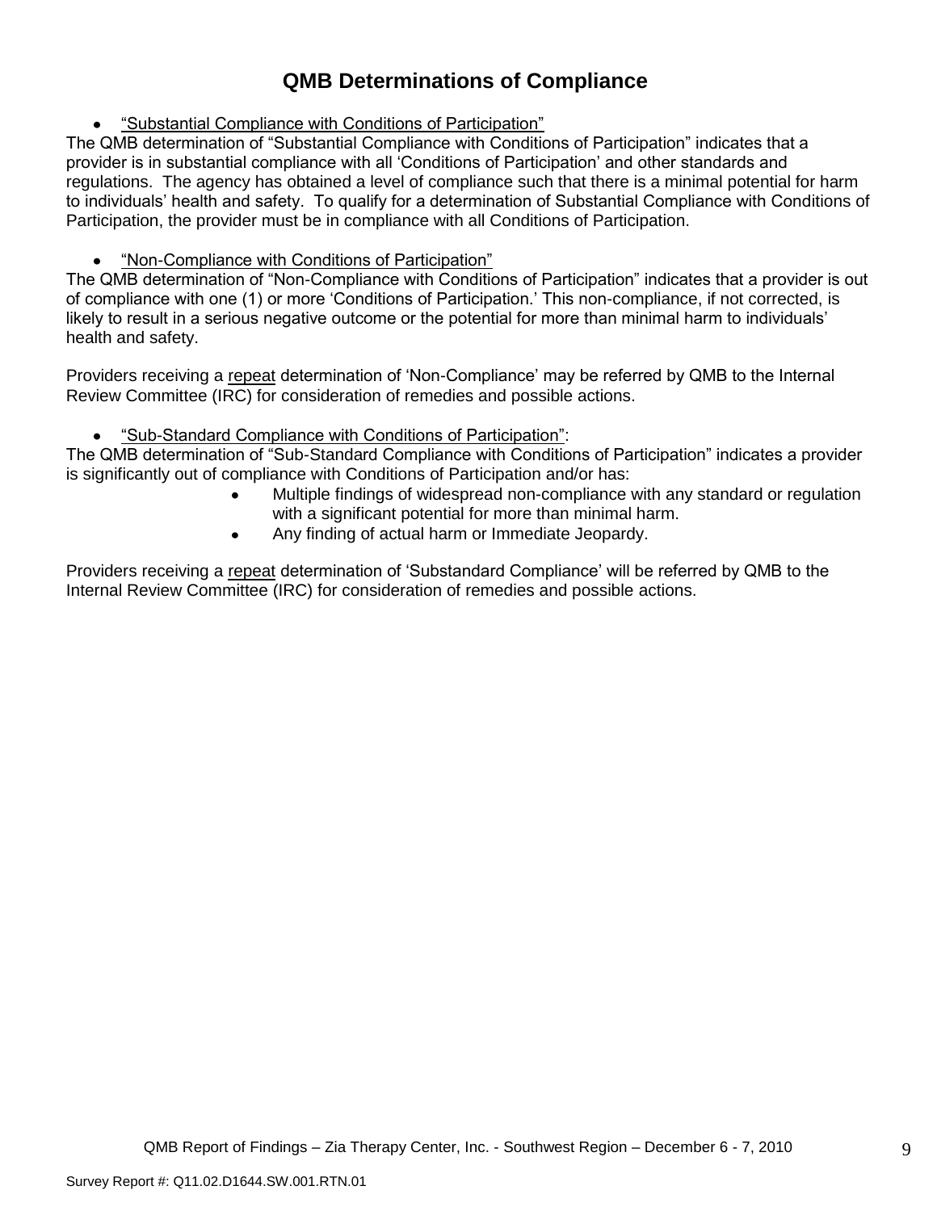# QMB Determinations of Compliance

- "Substantial Compliance with Conditions of Participation"

The QMB determination of "Substantial Compliance with Conditions of Participation" indicates that a provider is in substantial compliance with all 'Conditions of Participation' and other standards and regulations. The agency has obtained a level of compliance such that there is a minimal potential for harm to individuals' health and safety. To qualify for a determination of Substantial Compliance with Conditions of Participation, the provider must be in compliance with all Conditions of Participation.

- "Non-Compliance with Conditions of Participation"

The QMB determination of "Non-Compliance with Conditions of Participation" indicates that a provider is out of compliance with one (1) or more 'Conditions of Participation.' This non-compliance, if not corrected, is likely to result in a serious negative outcome or the potential for more than minimal harm to individuals' health and safety.

Providers receiving a repeat determination of 'Non-Compliance' may be referred by QMB to the Internal Review Committee (IRC) for consideration of remedies and possible actions.

- "Sub-Standard Compliance with Conditions of Participation":

The QMB determination of "Sub-Standard Compliance with Conditions of Participation" indicates a provider is significantly out of compliance with Conditions of Participation and/or has:

- Multiple findings of widespread non-compliance with any standard or regulation with a significant potential for more than minimal harm.
- Any finding of actual harm or Immediate Jeopardy.

Providers receiving a repeat determination of 'Substandard Compliance' will be referred by QMB to the Internal Review Committee (IRC) for consideration of remedies and possible actions.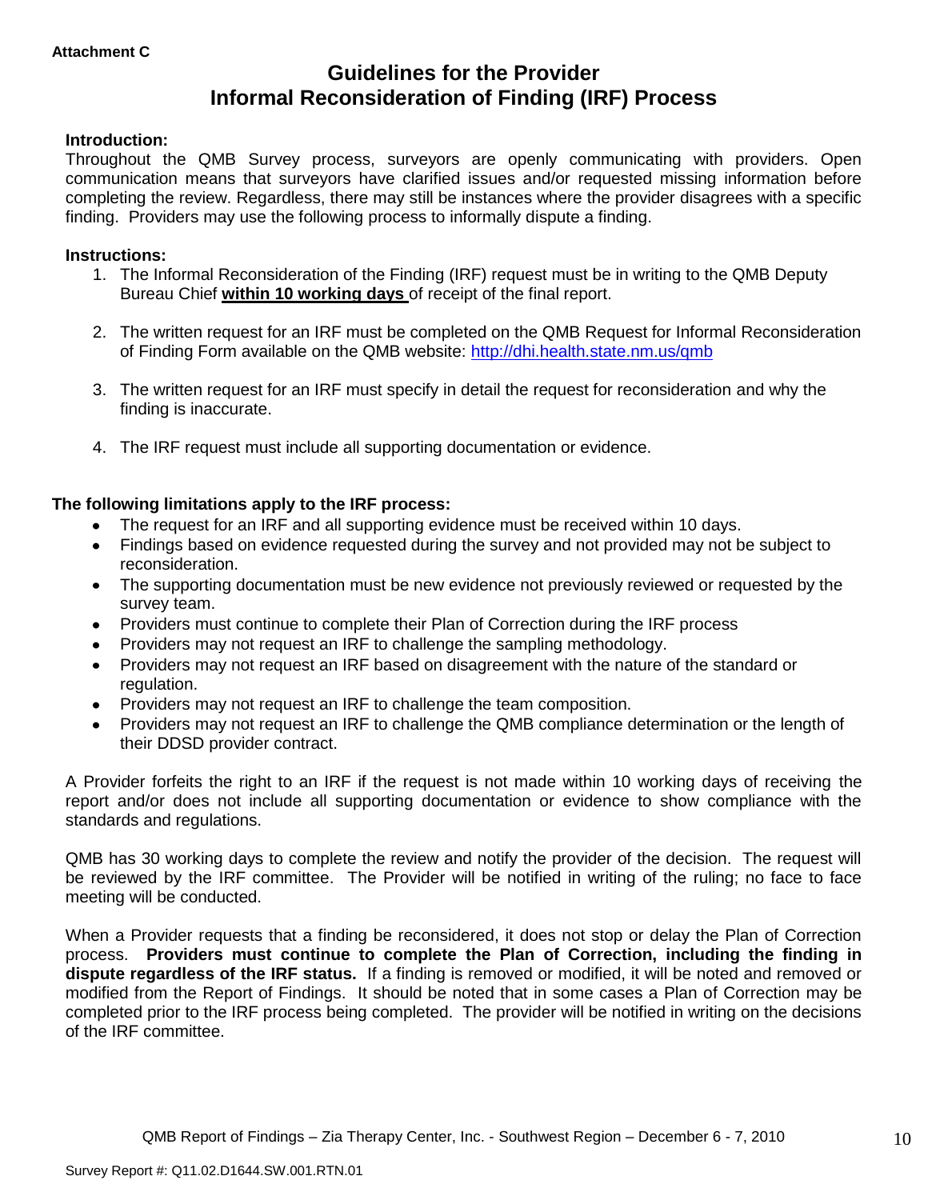**Attachment C**

# Guidelines for the Provider Informal Reconsideration of Finding (IRF) Process

**Introduction:**

Throughout the QMB Survey process, surveyors are openly communicating with providers. Open communication means that surveyors have clarified issues and/or requested missing information before completing the review. Regardless, there may still be instances where the provider disagrees with a specific finding. Providers may use the following process to informally dispute a finding.

**Instructions:**

1. The Informal Reconsideration of the Finding (IRF) request must be in writing to the QMB Deputy Bureau Chief **within 10 working days** of receipt of the final report.
2. The written request for an IRF must be completed on the QMB Request for Informal Reconsideration of Finding Form available on the QMB website: http://dhi.health.state.nm.us/qmb
3. The written request for an IRF must specify in detail the request for reconsideration and why the finding is inaccurate.
4. The IRF request must include all supporting documentation or evidence.

**The following limitations apply to the IRF process:**

- The request for an IRF and all supporting evidence must be received within 10 days.
- Findings based on evidence requested during the survey and not provided may not be subject to reconsideration.
- The supporting documentation must be new evidence not previously reviewed or requested by the survey team.
- Providers must continue to complete their Plan of Correction during the IRF process
- Providers may not request an IRF to challenge the sampling methodology.
- Providers may not request an IRF based on disagreement with the nature of the standard or regulation.
- Providers may not request an IRF to challenge the team composition.
- Providers may not request an IRF to challenge the QMB compliance determination or the length of their DDSD provider contract.

A Provider forfeits the right to an IRF if the request is not made within 10 working days of receiving the report and/or does not include all supporting documentation or evidence to show compliance with the standards and regulations.

QMB has 30 working days to complete the review and notify the provider of the decision. The request will be reviewed by the IRF committee. The Provider will be notified in writing of the ruling; no face to face meeting will be conducted.

When a Provider requests that a finding be reconsidered, it does not stop or delay the Plan of Correction process. **Providers must continue to complete the Plan of Correction, including the finding in dispute regardless of the IRF status.** If a finding is removed or modified, it will be noted and removed or modified from the Report of Findings. It should be noted that in some cases a Plan of Correction may be completed prior to the IRF process being completed. The provider will be notified in writing on the decisions of the IRF committee.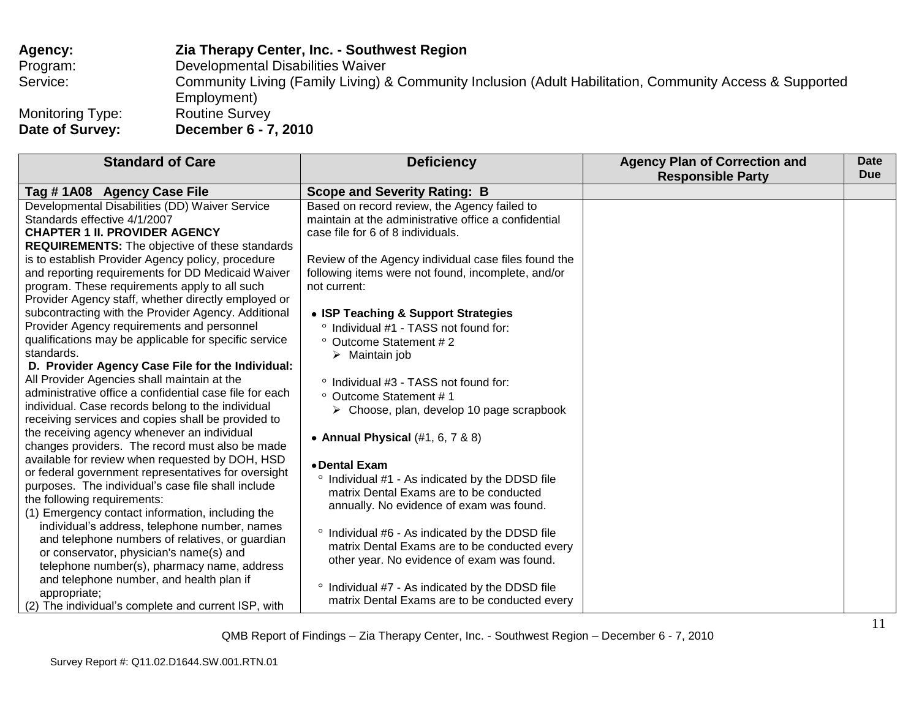**Agency:** **Zia Therapy Center, Inc. - Southwest Region**
Program: Developmental Disabilities Waiver
Service: Community Living (Family Living) & Community Inclusion (Adult Habilitation, Community Access & Supported Employment)
Monitoring Type: Routine Survey
**Date of Survey:** **December 6 - 7, 2010**

| Standard of Care | Deficiency | Agency Plan of Correction and Responsible Party | Date Due |
|---|---|---|---|
| **Tag # 1A08 Agency Case File** | **Scope and Severity Rating: B** | | |
| Developmental Disabilities (DD) Waiver Service Standards effective 4/1/2007<br>**CHAPTER 1 II. PROVIDER AGENCY REQUIREMENTS:** The objective of these standards is to establish Provider Agency policy, procedure and reporting requirements for DD Medicaid Waiver program. These requirements apply to all such Provider Agency staff, whether directly employed or subcontracting with the Provider Agency. Additional Provider Agency requirements and personnel qualifications may be applicable for specific service standards.<br>**D. Provider Agency Case File for the Individual:** All Provider Agencies shall maintain at the administrative office a confidential case file for each individual. Case records belong to the individual receiving services and copies shall be provided to the receiving agency whenever an individual changes providers. The record must also be made available for review when requested by DOH, HSD or federal government representatives for oversight purposes. The individual's case file shall include the following requirements:<br>(1) Emergency contact information, including the individual's address, telephone number, names and telephone numbers of relatives, or guardian or conservator, physician's name(s) and telephone number(s), pharmacy name, address and telephone number, and health plan if appropriate;<br>(2) The individual's complete and current ISP, with | Based on record review, the Agency failed to maintain at the administrative office a confidential case file for 6 of 8 individuals.<br><br>Review of the Agency individual case files found the following items were not found, incomplete, and/or not current:<br><br>• **ISP Teaching & Support Strategies**<br>° Individual #1 - TASS not found for:<br>° Outcome Statement # 2<br>➢ Maintain job<br><br>° Individual #3 - TASS not found for:<br>° Outcome Statement # 1<br>➢ Choose, plan, develop 10 page scrapbook<br><br>• **Annual Physical** (#1, 6, 7 & 8)<br><br>• **Dental Exam**<br>° Individual #1 - As indicated by the DDSD file matrix Dental Exams are to be conducted annually. No evidence of exam was found.<br><br>° Individual #6 - As indicated by the DDSD file matrix Dental Exams are to be conducted every other year. No evidence of exam was found.<br><br>° Individual #7 - As indicated by the DDSD file matrix Dental Exams are to be conducted every | | |

Survey Report #: Q11.02.D1644.SW.001.RTN.01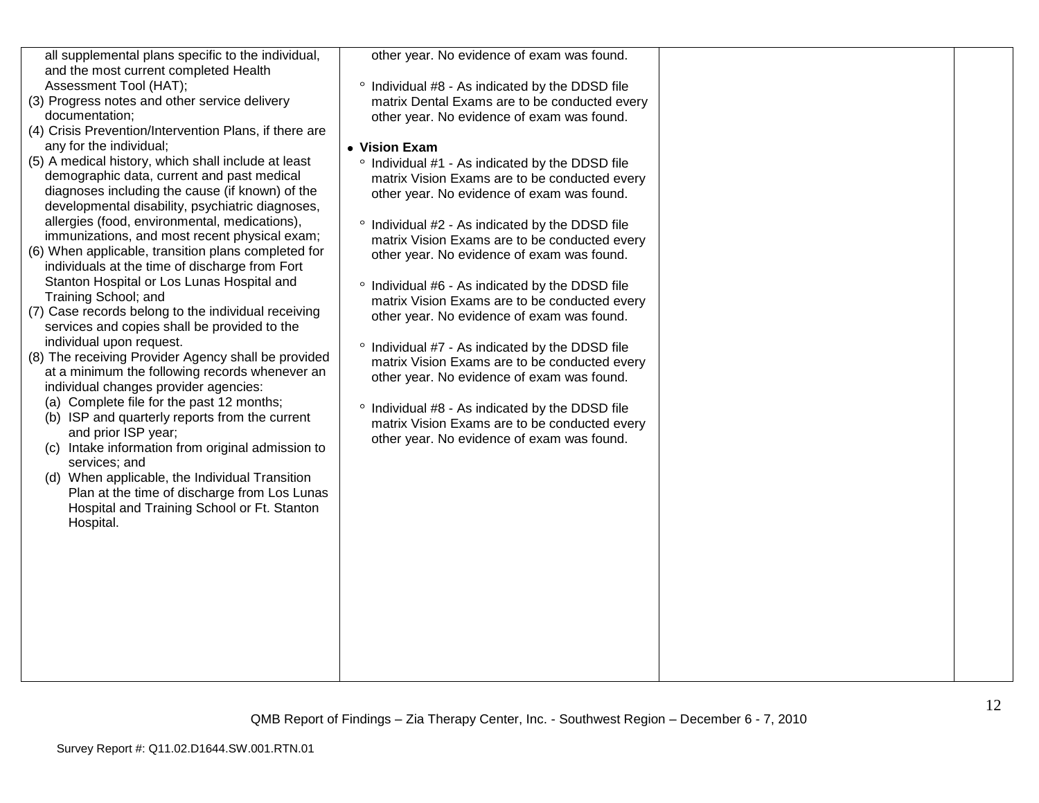| | | | |
|---|---|---|---|
| all supplemental plans specific to the individual, and the most current completed Health Assessment Tool (HAT);<br>(3) Progress notes and other service delivery documentation;<br>(4) Crisis Prevention/Intervention Plans, if there are any for the individual;<br>(5) A medical history, which shall include at least demographic data, current and past medical diagnoses including the cause (if known) of the developmental disability, psychiatric diagnoses, allergies (food, environmental, medications), immunizations, and most recent physical exam;<br>(6) When applicable, transition plans completed for individuals at the time of discharge from Fort Stanton Hospital or Los Lunas Hospital and Training School; and<br>(7) Case records belong to the individual receiving services and copies shall be provided to the individual upon request.<br>(8) The receiving Provider Agency shall be provided at a minimum the following records whenever an individual changes provider agencies:<br>(a) Complete file for the past 12 months;<br>(b) ISP and quarterly reports from the current and prior ISP year;<br>(c) Intake information from original admission to services; and<br>(d) When applicable, the Individual Transition Plan at the time of discharge from Los Lunas Hospital and Training School or Ft. Stanton Hospital. | other year. No evidence of exam was found.<br><br>° Individual #8 - As indicated by the DDSD file matrix Dental Exams are to be conducted every other year. No evidence of exam was found.<br><br>• **Vision Exam**<br>° Individual #1 - As indicated by the DDSD file matrix Vision Exams are to be conducted every other year. No evidence of exam was found.<br><br>° Individual #2 - As indicated by the DDSD file matrix Vision Exams are to be conducted every other year. No evidence of exam was found.<br><br>° Individual #6 - As indicated by the DDSD file matrix Vision Exams are to be conducted every other year. No evidence of exam was found.<br><br>° Individual #7 - As indicated by the DDSD file matrix Vision Exams are to be conducted every other year. No evidence of exam was found.<br><br>° Individual #8 - As indicated by the DDSD file matrix Vision Exams are to be conducted every other year. No evidence of exam was found. | | |

QMB Report of Findings – Zia Therapy Center, Inc. - Southwest Region – December 6 - 7, 2010

Survey Report #: Q11.02.D1644.SW.001.RTN.01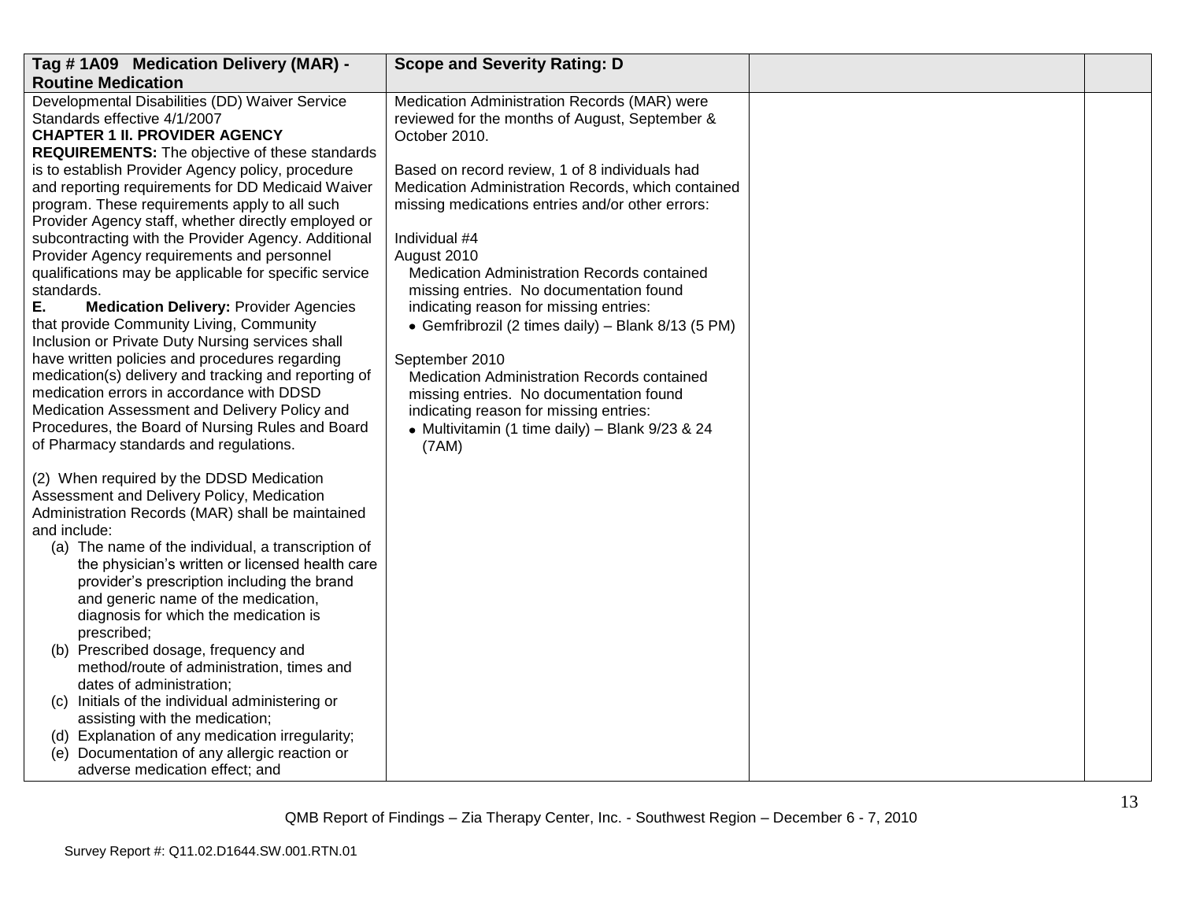| Tag # 1A09 Medication Delivery (MAR) - Routine Medication | Scope and Severity Rating: D | | |
|---|---|---|---|
| Developmental Disabilities (DD) Waiver Service Standards effective 4/1/2007<br>**CHAPTER 1 II. PROVIDER AGENCY REQUIREMENTS:** The objective of these standards is to establish Provider Agency policy, procedure and reporting requirements for DD Medicaid Waiver program. These requirements apply to all such Provider Agency staff, whether directly employed or subcontracting with the Provider Agency. Additional Provider Agency requirements and personnel qualifications may be applicable for specific service standards.<br>**E. Medication Delivery:** Provider Agencies that provide Community Living, Community Inclusion or Private Duty Nursing services shall have written policies and procedures regarding medication(s) delivery and tracking and reporting of medication errors in accordance with DDSD Medication Assessment and Delivery Policy and Procedures, the Board of Nursing Rules and Board of Pharmacy standards and regulations.<br><br>(2) When required by the DDSD Medication Assessment and Delivery Policy, Medication Administration Records (MAR) shall be maintained and include:<br>(a) The name of the individual, a transcription of the physician's written or licensed health care provider's prescription including the brand and generic name of the medication, diagnosis for which the medication is prescribed;<br>(b) Prescribed dosage, frequency and method/route of administration, times and dates of administration;<br>(c) Initials of the individual administering or assisting with the medication;<br>(d) Explanation of any medication irregularity;<br>(e) Documentation of any allergic reaction or adverse medication effect; and | Medication Administration Records (MAR) were reviewed for the months of August, September & October 2010.<br><br>Based on record review, 1 of 8 individuals had Medication Administration Records, which contained missing medications entries and/or other errors:<br><br>Individual #4<br>August 2010<br>Medication Administration Records contained missing entries. No documentation found indicating reason for missing entries:<br>• Gemfribrozil (2 times daily) – Blank 8/13 (5 PM)<br><br>September 2010<br>Medication Administration Records contained missing entries. No documentation found indicating reason for missing entries:<br>• Multivitamin (1 time daily) – Blank 9/23 & 24 (7AM) | | |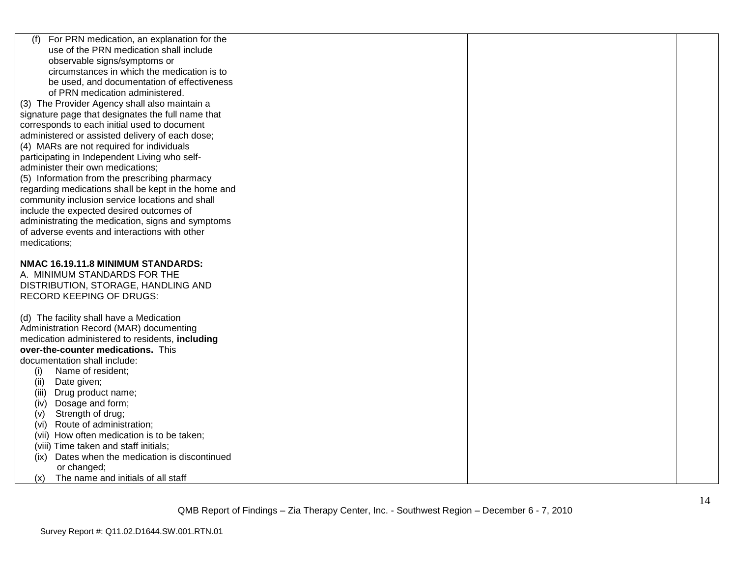| | | | |
|---|---|---|---|
| (f) For PRN medication, an explanation for the use of the PRN medication shall include observable signs/symptoms or circumstances in which the medication is to be used, and documentation of effectiveness of PRN medication administered.<br>(3) The Provider Agency shall also maintain a signature page that designates the full name that corresponds to each initial used to document administered or assisted delivery of each dose;<br>(4) MARs are not required for individuals participating in Independent Living who self-administer their own medications;<br>(5) Information from the prescribing pharmacy regarding medications shall be kept in the home and community inclusion service locations and shall include the expected desired outcomes of administrating the medication, signs and symptoms of adverse events and interactions with other medications;<br><br>**NMAC 16.19.11.8 MINIMUM STANDARDS:**<br>A. MINIMUM STANDARDS FOR THE DISTRIBUTION, STORAGE, HANDLING AND RECORD KEEPING OF DRUGS:<br><br>(d) The facility shall have a Medication Administration Record (MAR) documenting medication administered to residents, **including over-the-counter medications.** This documentation shall include:<br>(i) Name of resident;<br>(ii) Date given;<br>(iii) Drug product name;<br>(iv) Dosage and form;<br>(v) Strength of drug;<br>(vi) Route of administration;<br>(vii) How often medication is to be taken;<br>(viii) Time taken and staff initials;<br>(ix) Dates when the medication is discontinued or changed;<br>(x) The name and initials of all staff | | | |

QMB Report of Findings – Zia Therapy Center, Inc. - Southwest Region – December 6 - 7, 2010

Survey Report #: Q11.02.D1644.SW.001.RTN.01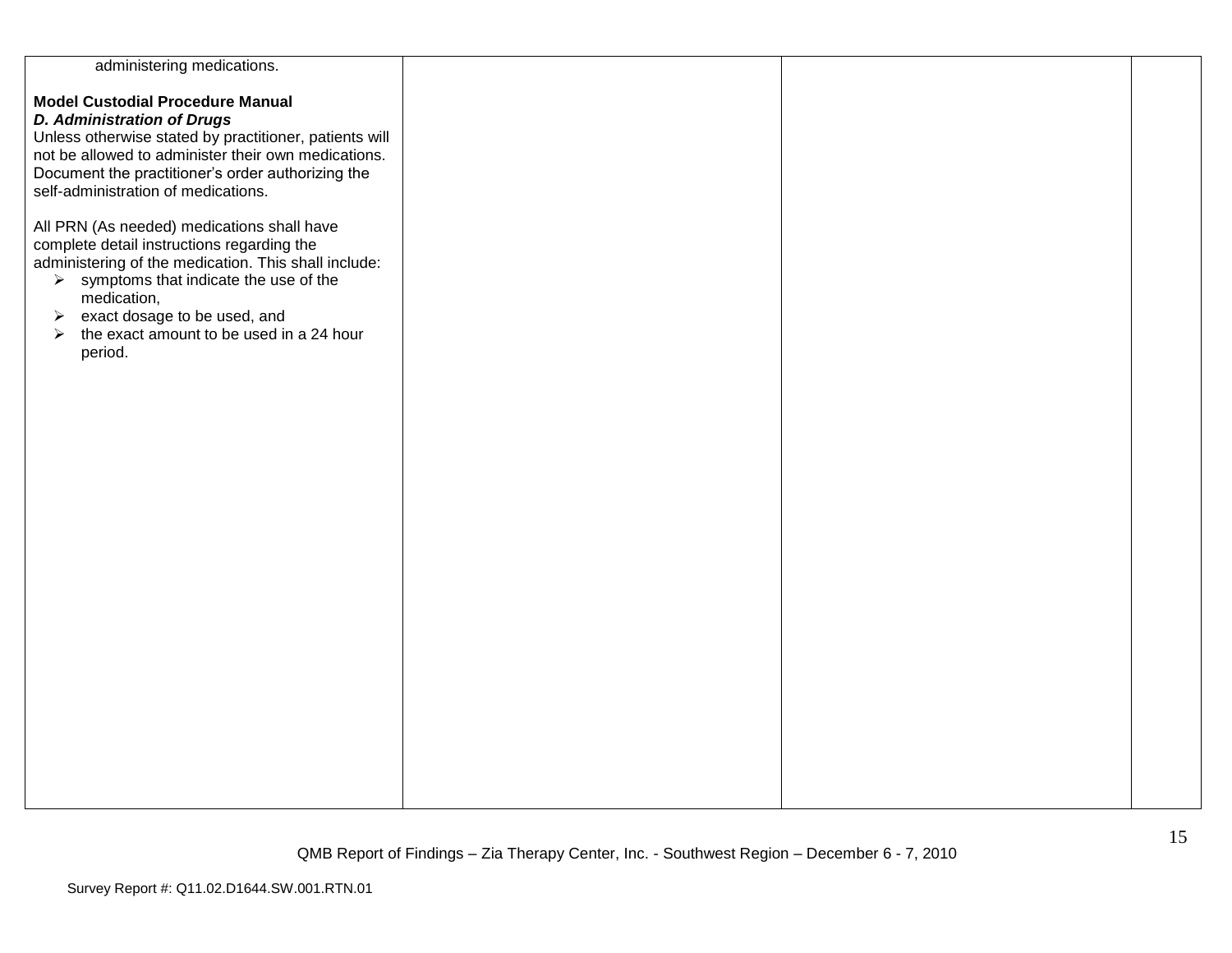| | | | |
|---|---|---|---|
| administering medications.<br><br>**Model Custodial Procedure Manual**<br>***D. Administration of Drugs***<br>Unless otherwise stated by practitioner, patients will not be allowed to administer their own medications. Document the practitioner's order authorizing the self-administration of medications.<br><br>All PRN (As needed) medications shall have complete detail instructions regarding the administering of the medication. This shall include:<br>➢ symptoms that indicate the use of the medication,<br>➢ exact dosage to be used, and<br>➢ the exact amount to be used in a 24 hour period. | | | |

QMB Report of Findings – Zia Therapy Center, Inc. - Southwest Region – December 6 - 7, 2010

Survey Report #: Q11.02.D1644.SW.001.RTN.01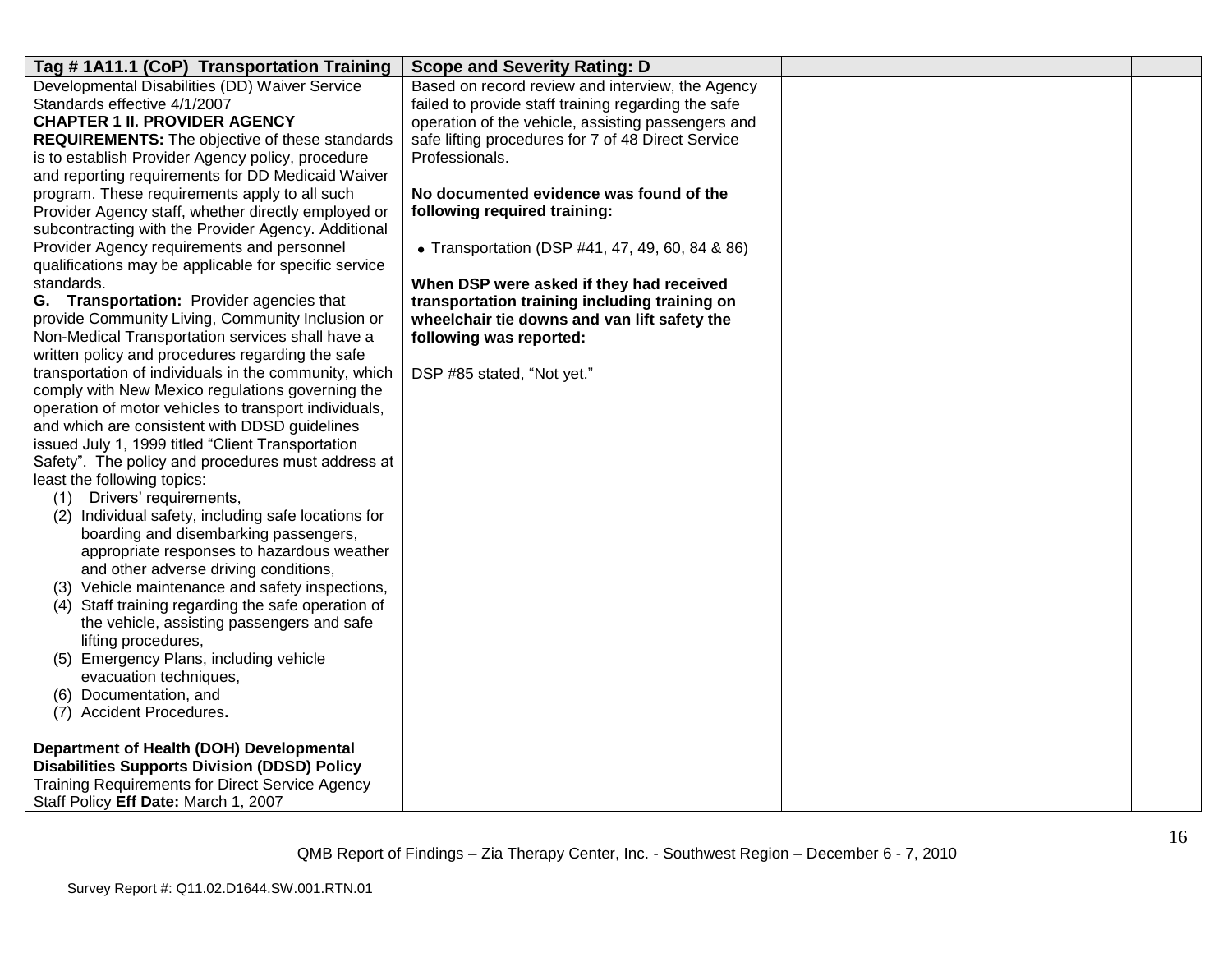| Tag # 1A11.1 (CoP) Transportation Training | Scope and Severity Rating: D | | |
|---|---|---|---|
| Developmental Disabilities (DD) Waiver Service Standards effective 4/1/2007<br>**CHAPTER 1 II. PROVIDER AGENCY REQUIREMENTS:** The objective of these standards is to establish Provider Agency policy, procedure and reporting requirements for DD Medicaid Waiver program. These requirements apply to all such Provider Agency staff, whether directly employed or subcontracting with the Provider Agency. Additional Provider Agency requirements and personnel qualifications may be applicable for specific service standards.<br>**G. Transportation:** Provider agencies that provide Community Living, Community Inclusion or Non-Medical Transportation services shall have a written policy and procedures regarding the safe transportation of individuals in the community, which comply with New Mexico regulations governing the operation of motor vehicles to transport individuals, and which are consistent with DDSD guidelines issued July 1, 1999 titled "Client Transportation Safety". The policy and procedures must address at least the following topics:<br>(1) Drivers' requirements,<br>(2) Individual safety, including safe locations for boarding and disembarking passengers, appropriate responses to hazardous weather and other adverse driving conditions,<br>(3) Vehicle maintenance and safety inspections,<br>(4) Staff training regarding the safe operation of the vehicle, assisting passengers and safe lifting procedures,<br>(5) Emergency Plans, including vehicle evacuation techniques,<br>(6) Documentation, and<br>(7) Accident Procedures**.**<br><br>**Department of Health (DOH) Developmental Disabilities Supports Division (DDSD) Policy** Training Requirements for Direct Service Agency Staff Policy **Eff Date:** March 1, 2007 | Based on record review and interview, the Agency failed to provide staff training regarding the safe operation of the vehicle, assisting passengers and safe lifting procedures for 7 of 48 Direct Service Professionals.<br><br>**No documented evidence was found of the following required training:**<br><br>• Transportation (DSP #41, 47, 49, 60, 84 & 86)<br><br>**When DSP were asked if they had received transportation training including training on wheelchair tie downs and van lift safety the following was reported:**<br><br>DSP #85 stated, "Not yet." | | |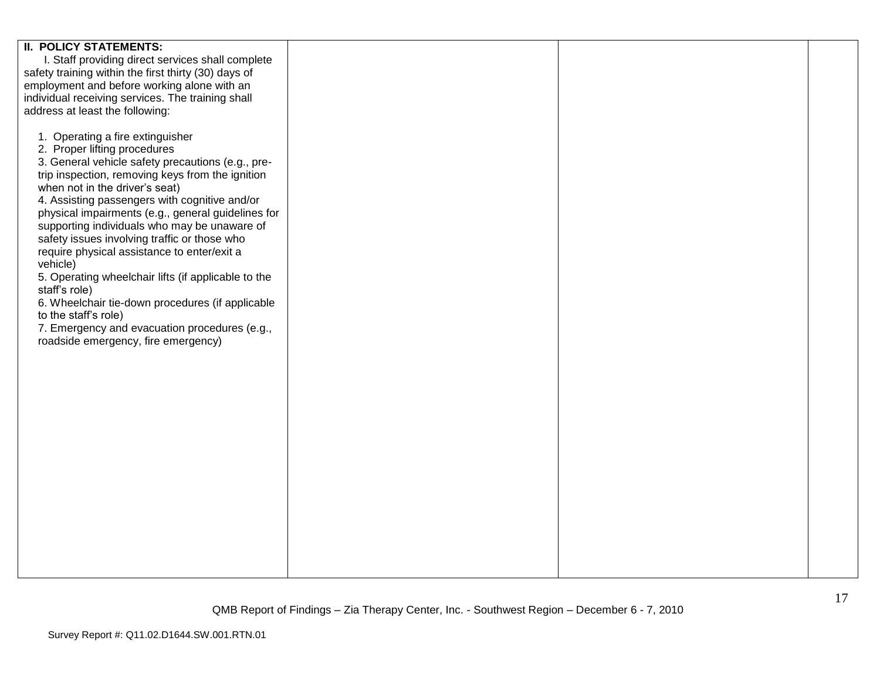| | | | |
|---|---|---|---|
| **II. POLICY STATEMENTS:**<br>I. Staff providing direct services shall complete safety training within the first thirty (30) days of employment and before working alone with an individual receiving services. The training shall address at least the following:<br><br>1. Operating a fire extinguisher<br>2. Proper lifting procedures<br>3. General vehicle safety precautions (e.g., pre-trip inspection, removing keys from the ignition when not in the driver's seat)<br>4. Assisting passengers with cognitive and/or physical impairments (e.g., general guidelines for supporting individuals who may be unaware of safety issues involving traffic or those who require physical assistance to enter/exit a vehicle)<br>5. Operating wheelchair lifts (if applicable to the staff's role)<br>6. Wheelchair tie-down procedures (if applicable to the staff's role)<br>7. Emergency and evacuation procedures (e.g., roadside emergency, fire emergency) | | | |

QMB Report of Findings – Zia Therapy Center, Inc. - Southwest Region – December 6 - 7, 2010

Survey Report #: Q11.02.D1644.SW.001.RTN.01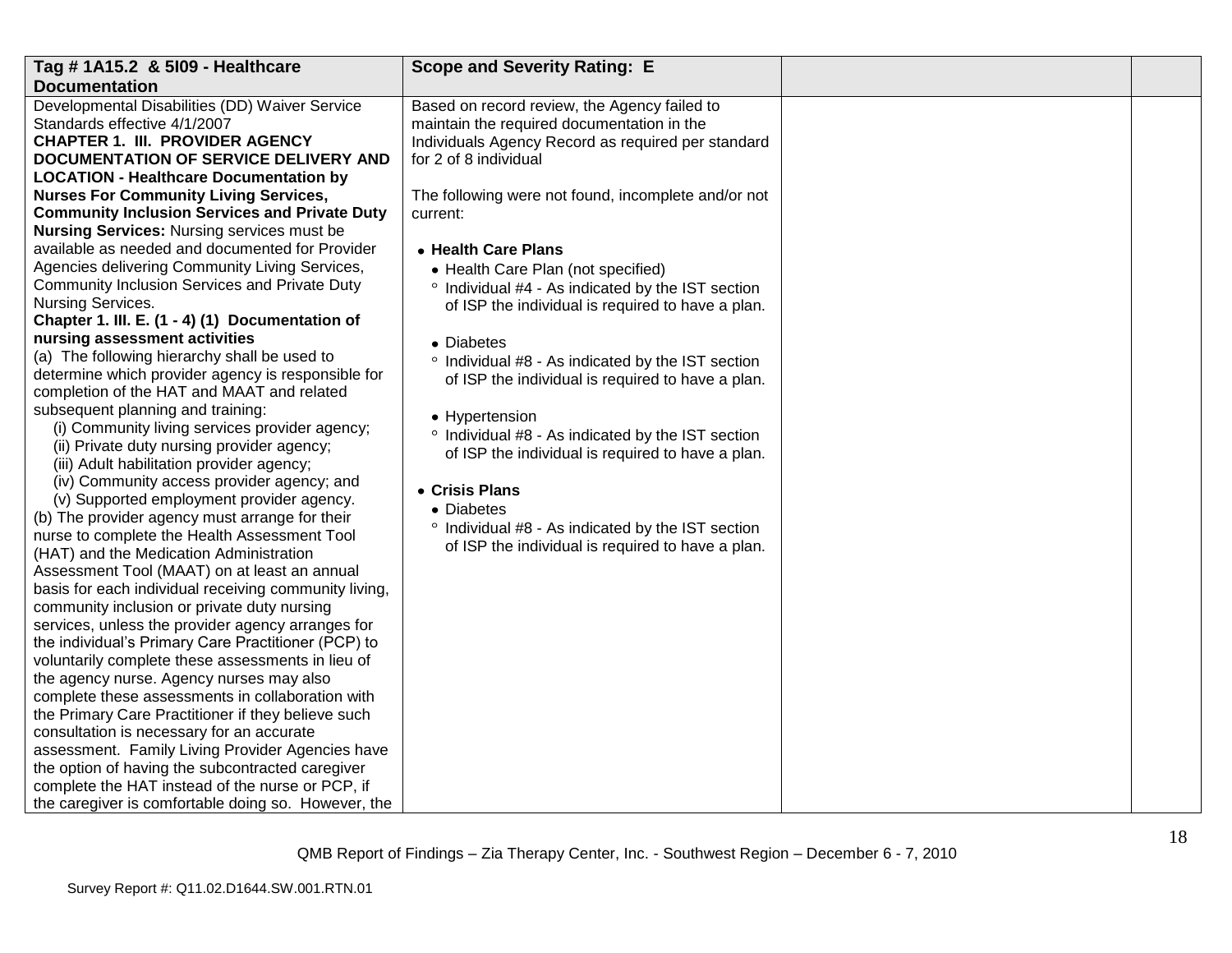| Tag # 1A15.2 & 5I09 - Healthcare Documentation | Scope and Severity Rating: E | | |
|---|---|---|---|
| Developmental Disabilities (DD) Waiver Service Standards effective 4/1/2007<br>**CHAPTER 1. III. PROVIDER AGENCY DOCUMENTATION OF SERVICE DELIVERY AND LOCATION - Healthcare Documentation by Nurses For Community Living Services, Community Inclusion Services and Private Duty Nursing Services:** Nursing services must be available as needed and documented for Provider Agencies delivering Community Living Services, Community Inclusion Services and Private Duty Nursing Services.<br>**Chapter 1. III. E. (1 - 4) (1) Documentation of nursing assessment activities**<br>(a) The following hierarchy shall be used to determine which provider agency is responsible for completion of the HAT and MAAT and related subsequent planning and training:<br>(i) Community living services provider agency;<br>(ii) Private duty nursing provider agency;<br>(iii) Adult habilitation provider agency;<br>(iv) Community access provider agency; and<br>(v) Supported employment provider agency.<br>(b) The provider agency must arrange for their nurse to complete the Health Assessment Tool (HAT) and the Medication Administration Assessment Tool (MAAT) on at least an annual basis for each individual receiving community living, community inclusion or private duty nursing services, unless the provider agency arranges for the individual's Primary Care Practitioner (PCP) to voluntarily complete these assessments in lieu of the agency nurse. Agency nurses may also complete these assessments in collaboration with the Primary Care Practitioner if they believe such consultation is necessary for an accurate assessment. Family Living Provider Agencies have the option of having the subcontracted caregiver complete the HAT instead of the nurse or PCP, if the caregiver is comfortable doing so. However, the | Based on record review, the Agency failed to maintain the required documentation in the Individuals Agency Record as required per standard for 2 of 8 individual<br><br>The following were not found, incomplete and/or not current:<br><br>• **Health Care Plans**<br>&nbsp;&nbsp;• Health Care Plan (not specified)<br>&nbsp;&nbsp;&nbsp;&nbsp;° Individual #4 - As indicated by the IST section of ISP the individual is required to have a plan.<br><br>&nbsp;&nbsp;• Diabetes<br>&nbsp;&nbsp;&nbsp;&nbsp;° Individual #8 - As indicated by the IST section of ISP the individual is required to have a plan.<br><br>&nbsp;&nbsp;• Hypertension<br>&nbsp;&nbsp;&nbsp;&nbsp;° Individual #8 - As indicated by the IST section of ISP the individual is required to have a plan.<br><br>• **Crisis Plans**<br>&nbsp;&nbsp;• Diabetes<br>&nbsp;&nbsp;&nbsp;&nbsp;° Individual #8 - As indicated by the IST section of ISP the individual is required to have a plan. | | |

QMB Report of Findings – Zia Therapy Center, Inc. - Southwest Region – December 6 - 7, 2010

Survey Report #: Q11.02.D1644.SW.001.RTN.01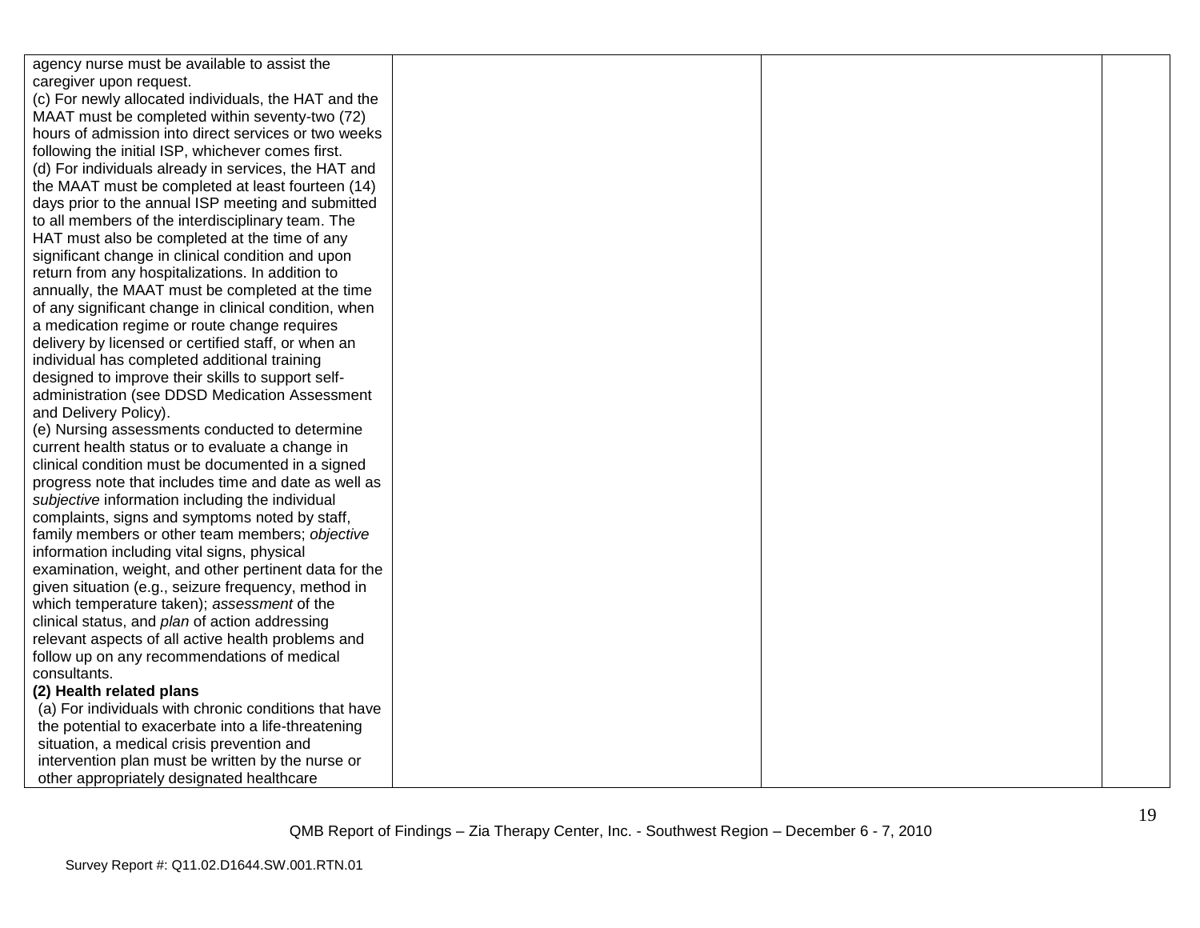| | | | |
|---|---|---|---|
| agency nurse must be available to assist the caregiver upon request.<br>(c) For newly allocated individuals, the HAT and the MAAT must be completed within seventy-two (72) hours of admission into direct services or two weeks following the initial ISP, whichever comes first.<br>(d) For individuals already in services, the HAT and the MAAT must be completed at least fourteen (14) days prior to the annual ISP meeting and submitted to all members of the interdisciplinary team. The HAT must also be completed at the time of any significant change in clinical condition and upon return from any hospitalizations. In addition to annually, the MAAT must be completed at the time of any significant change in clinical condition, when a medication regime or route change requires delivery by licensed or certified staff, or when an individual has completed additional training designed to improve their skills to support self-administration (see DDSD Medication Assessment and Delivery Policy).<br>(e) Nursing assessments conducted to determine current health status or to evaluate a change in clinical condition must be documented in a signed progress note that includes time and date as well as *subjective* information including the individual complaints, signs and symptoms noted by staff, family members or other team members; *objective* information including vital signs, physical examination, weight, and other pertinent data for the given situation (e.g., seizure frequency, method in which temperature taken); *assessment* of the clinical status, and *plan* of action addressing relevant aspects of all active health problems and follow up on any recommendations of medical consultants.<br>**(2) Health related plans**<br>(a) For individuals with chronic conditions that have the potential to exacerbate into a life-threatening situation, a medical crisis prevention and intervention plan must be written by the nurse or other appropriately designated healthcare | | | |

QMB Report of Findings – Zia Therapy Center, Inc. - Southwest Region – December 6 - 7, 2010

Survey Report #: Q11.02.D1644.SW.001.RTN.01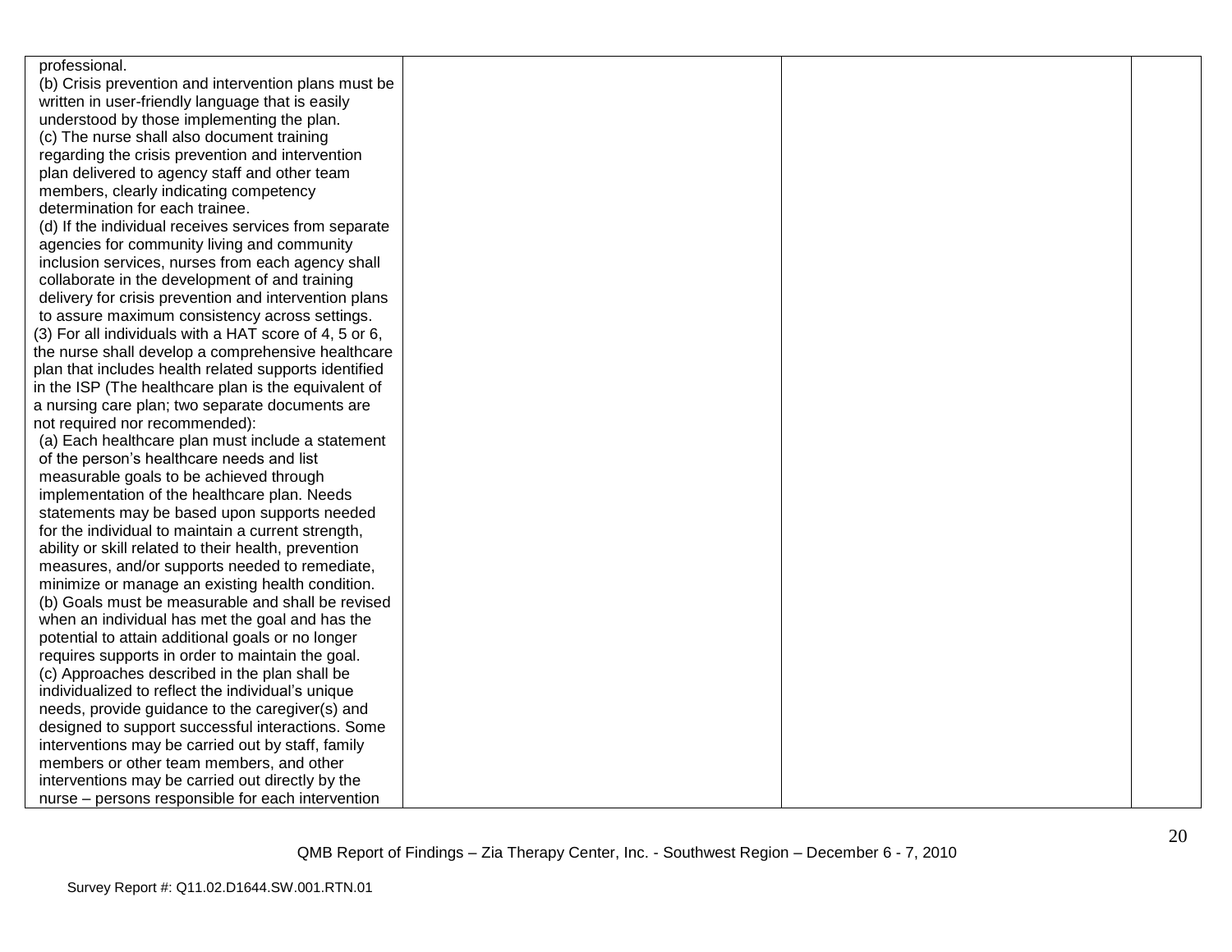| | | | |
|---|---|---|---|
| professional.<br>(b) Crisis prevention and intervention plans must be written in user-friendly language that is easily understood by those implementing the plan.<br>(c) The nurse shall also document training regarding the crisis prevention and intervention plan delivered to agency staff and other team members, clearly indicating competency determination for each trainee.<br>(d) If the individual receives services from separate agencies for community living and community inclusion services, nurses from each agency shall collaborate in the development of and training delivery for crisis prevention and intervention plans to assure maximum consistency across settings.<br>(3) For all individuals with a HAT score of 4, 5 or 6, the nurse shall develop a comprehensive healthcare plan that includes health related supports identified in the ISP (The healthcare plan is the equivalent of a nursing care plan; two separate documents are not required nor recommended):<br>(a) Each healthcare plan must include a statement of the person's healthcare needs and list measurable goals to be achieved through implementation of the healthcare plan. Needs statements may be based upon supports needed for the individual to maintain a current strength, ability or skill related to their health, prevention measures, and/or supports needed to remediate, minimize or manage an existing health condition.<br>(b) Goals must be measurable and shall be revised when an individual has met the goal and has the potential to attain additional goals or no longer requires supports in order to maintain the goal.<br>(c) Approaches described in the plan shall be individualized to reflect the individual's unique needs, provide guidance to the caregiver(s) and designed to support successful interactions. Some interventions may be carried out by staff, family members or other team members, and other interventions may be carried out directly by the nurse – persons responsible for each intervention | | | |

QMB Report of Findings – Zia Therapy Center, Inc. - Southwest Region – December 6 - 7, 2010

Survey Report #: Q11.02.D1644.SW.001.RTN.01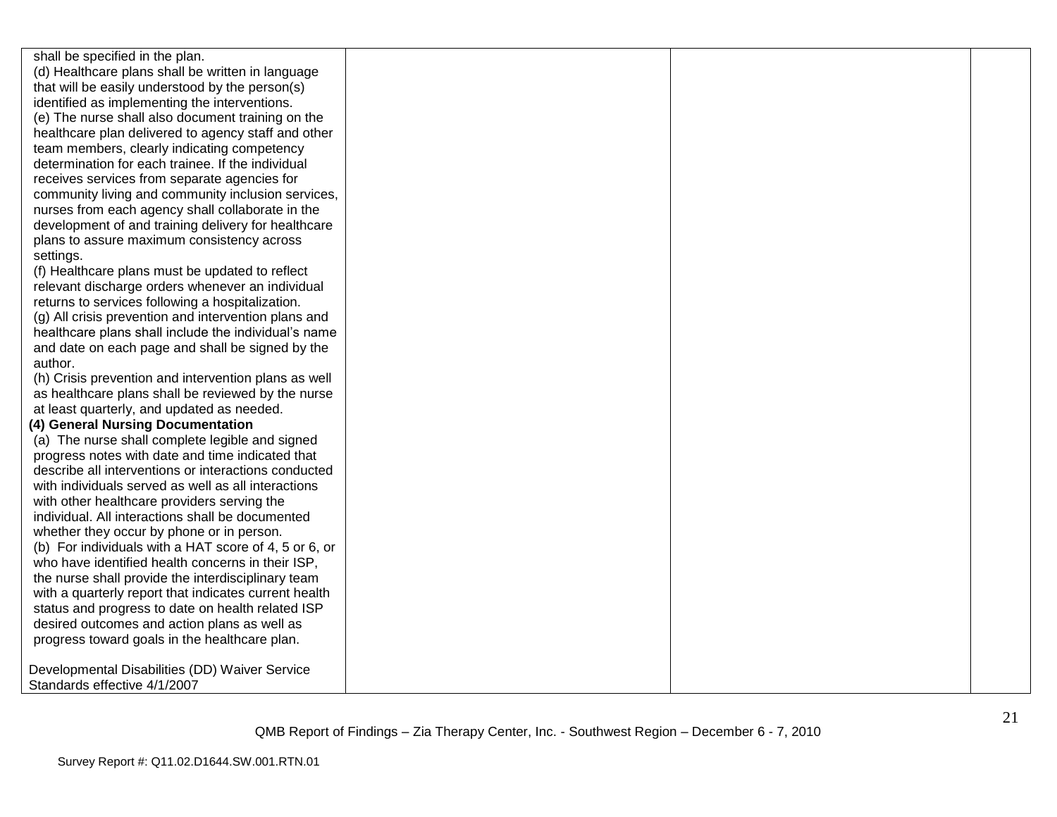| | | | |
|---|---|---|---|
| shall be specified in the plan.<br>(d) Healthcare plans shall be written in language that will be easily understood by the person(s) identified as implementing the interventions.<br>(e) The nurse shall also document training on the healthcare plan delivered to agency staff and other team members, clearly indicating competency determination for each trainee. If the individual receives services from separate agencies for community living and community inclusion services, nurses from each agency shall collaborate in the development of and training delivery for healthcare plans to assure maximum consistency across settings.<br>(f) Healthcare plans must be updated to reflect relevant discharge orders whenever an individual returns to services following a hospitalization.<br>(g) All crisis prevention and intervention plans and healthcare plans shall include the individual's name and date on each page and shall be signed by the author.<br>(h) Crisis prevention and intervention plans as well as healthcare plans shall be reviewed by the nurse at least quarterly, and updated as needed.<br>**(4) General Nursing Documentation**<br>(a) The nurse shall complete legible and signed progress notes with date and time indicated that describe all interventions or interactions conducted with individuals served as well as all interactions with other healthcare providers serving the individual. All interactions shall be documented whether they occur by phone or in person.<br>(b) For individuals with a HAT score of 4, 5 or 6, or who have identified health concerns in their ISP, the nurse shall provide the interdisciplinary team with a quarterly report that indicates current health status and progress to date on health related ISP desired outcomes and action plans as well as progress toward goals in the healthcare plan.<br><br>Developmental Disabilities (DD) Waiver Service Standards effective 4/1/2007 | | | |

QMB Report of Findings – Zia Therapy Center, Inc. - Southwest Region – December 6 - 7, 2010

Survey Report #: Q11.02.D1644.SW.001.RTN.01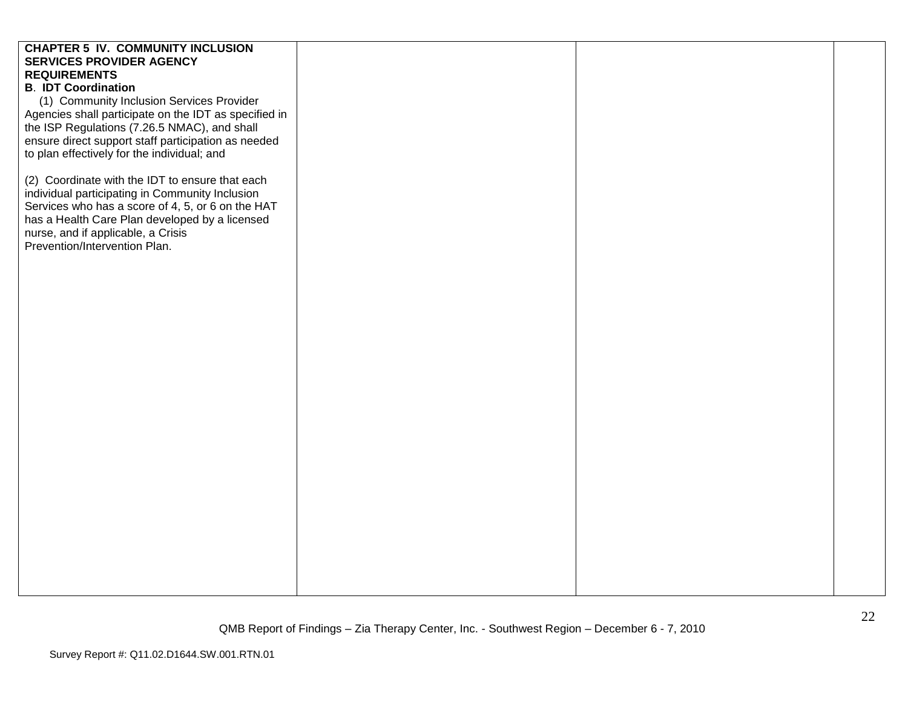| | | | |
|---|---|---|---|
| **CHAPTER 5 IV. COMMUNITY INCLUSION SERVICES PROVIDER AGENCY REQUIREMENTS**<br>**B. IDT Coordination**<br>(1) Community Inclusion Services Provider Agencies shall participate on the IDT as specified in the ISP Regulations (7.26.5 NMAC), and shall ensure direct support staff participation as needed to plan effectively for the individual; and<br><br>(2) Coordinate with the IDT to ensure that each individual participating in Community Inclusion Services who has a score of 4, 5, or 6 on the HAT has a Health Care Plan developed by a licensed nurse, and if applicable, a Crisis Prevention/Intervention Plan. | | | |

QMB Report of Findings – Zia Therapy Center, Inc. - Southwest Region – December 6 - 7, 2010

Survey Report #: Q11.02.D1644.SW.001.RTN.01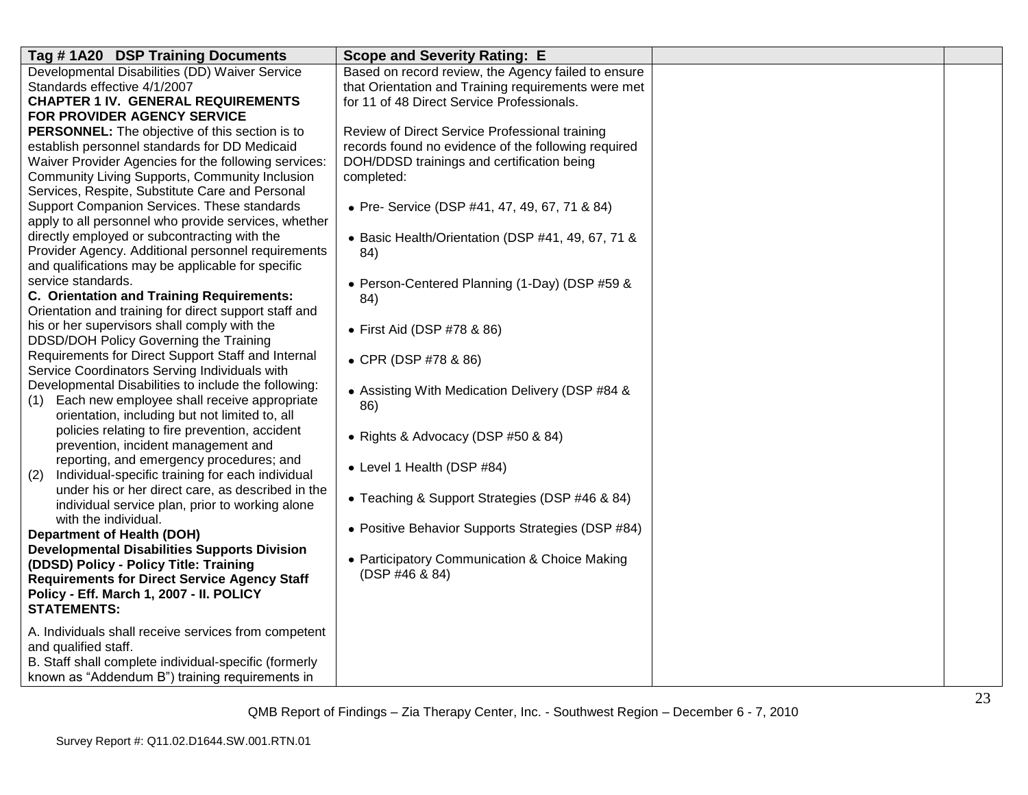| Tag # 1A20 DSP Training Documents | Scope and Severity Rating: E | | |
|---|---|---|---|
| Developmental Disabilities (DD) Waiver Service Standards effective 4/1/2007<br>**CHAPTER 1 IV. GENERAL REQUIREMENTS FOR PROVIDER AGENCY SERVICE PERSONNEL:** The objective of this section is to establish personnel standards for DD Medicaid Waiver Provider Agencies for the following services: Community Living Supports, Community Inclusion Services, Respite, Substitute Care and Personal Support Companion Services. These standards apply to all personnel who provide services, whether directly employed or subcontracting with the Provider Agency. Additional personnel requirements and qualifications may be applicable for specific service standards.<br>**C. Orientation and Training Requirements:** Orientation and training for direct support staff and his or her supervisors shall comply with the DDSD/DOH Policy Governing the Training Requirements for Direct Support Staff and Internal Service Coordinators Serving Individuals with Developmental Disabilities to include the following:<br>(1) Each new employee shall receive appropriate orientation, including but not limited to, all policies relating to fire prevention, accident prevention, incident management and reporting, and emergency procedures; and<br>(2) Individual-specific training for each individual under his or her direct care, as described in the individual service plan, prior to working alone with the individual.<br>**Department of Health (DOH) Developmental Disabilities Supports Division (DDSD) Policy - Policy Title: Training Requirements for Direct Service Agency Staff Policy - Eff. March 1, 2007 - II. POLICY STATEMENTS:**<br><br>A. Individuals shall receive services from competent and qualified staff.<br>B. Staff shall complete individual-specific (formerly known as "Addendum B") training requirements in | Based on record review, the Agency failed to ensure that Orientation and Training requirements were met for 11 of 48 Direct Service Professionals.<br><br>Review of Direct Service Professional training records found no evidence of the following required DOH/DDSD trainings and certification being completed:<br><br>• Pre- Service (DSP #41, 47, 49, 67, 71 & 84)<br><br>• Basic Health/Orientation (DSP #41, 49, 67, 71 & 84)<br><br>• Person-Centered Planning (1-Day) (DSP #59 & 84)<br><br>• First Aid (DSP #78 & 86)<br><br>• CPR (DSP #78 & 86)<br><br>• Assisting With Medication Delivery (DSP #84 & 86)<br><br>• Rights & Advocacy (DSP #50 & 84)<br><br>• Level 1 Health (DSP #84)<br><br>• Teaching & Support Strategies (DSP #46 & 84)<br><br>• Positive Behavior Supports Strategies (DSP #84)<br><br>• Participatory Communication & Choice Making (DSP #46 & 84) | | |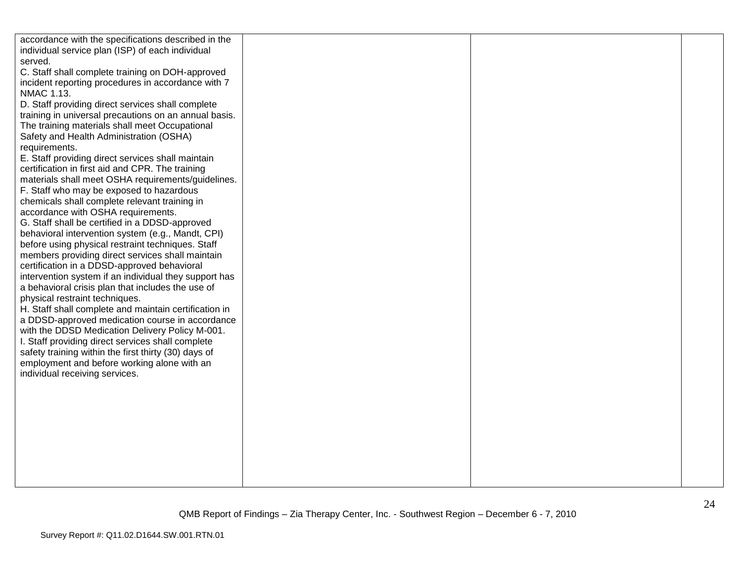| | | | |
|---|---|---|---|
| accordance with the specifications described in the individual service plan (ISP) of each individual served.<br>C. Staff shall complete training on DOH-approved incident reporting procedures in accordance with 7 NMAC 1.13.<br>D. Staff providing direct services shall complete training in universal precautions on an annual basis. The training materials shall meet Occupational Safety and Health Administration (OSHA) requirements.<br>E. Staff providing direct services shall maintain certification in first aid and CPR. The training materials shall meet OSHA requirements/guidelines.<br>F. Staff who may be exposed to hazardous chemicals shall complete relevant training in accordance with OSHA requirements.<br>G. Staff shall be certified in a DDSD-approved behavioral intervention system (e.g., Mandt, CPI) before using physical restraint techniques. Staff members providing direct services shall maintain certification in a DDSD-approved behavioral intervention system if an individual they support has a behavioral crisis plan that includes the use of physical restraint techniques.<br>H. Staff shall complete and maintain certification in a DDSD-approved medication course in accordance with the DDSD Medication Delivery Policy M-001.<br>I. Staff providing direct services shall complete safety training within the first thirty (30) days of employment and before working alone with an individual receiving services. | | | |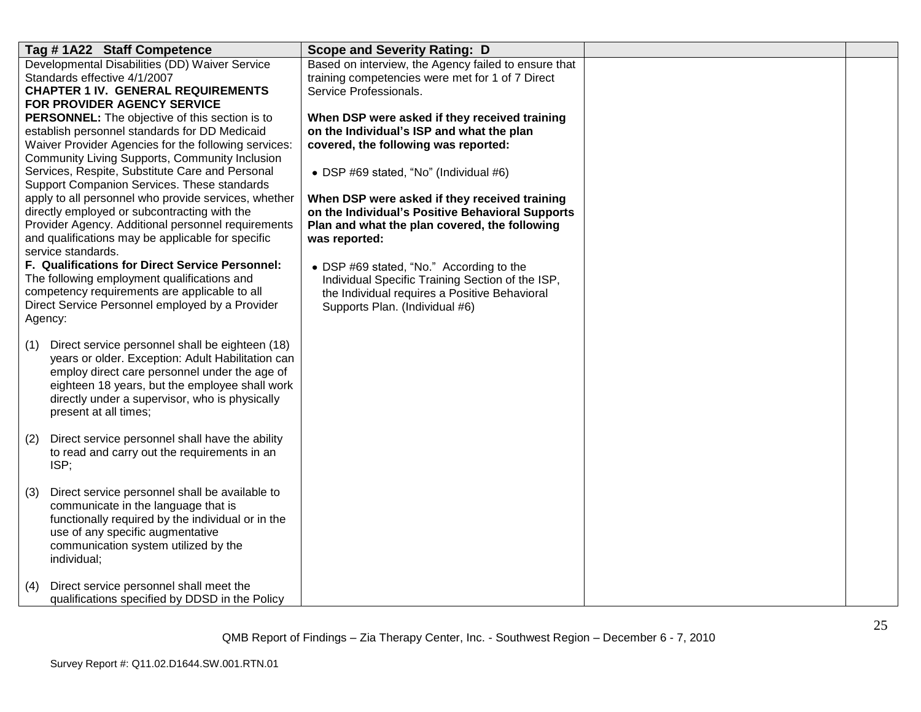| Tag # 1A22 Staff Competence | Scope and Severity Rating: D | | |
|---|---|---|---|
| Developmental Disabilities (DD) Waiver Service Standards effective 4/1/2007<br>**CHAPTER 1 IV. GENERAL REQUIREMENTS FOR PROVIDER AGENCY SERVICE PERSONNEL:** The objective of this section is to establish personnel standards for DD Medicaid Waiver Provider Agencies for the following services: Community Living Supports, Community Inclusion Services, Respite, Substitute Care and Personal Support Companion Services. These standards apply to all personnel who provide services, whether directly employed or subcontracting with the Provider Agency. Additional personnel requirements and qualifications may be applicable for specific service standards.<br>**F. Qualifications for Direct Service Personnel:** The following employment qualifications and competency requirements are applicable to all Direct Service Personnel employed by a Provider Agency:<br><br>(1) Direct service personnel shall be eighteen (18) years or older. Exception: Adult Habilitation can employ direct care personnel under the age of eighteen 18 years, but the employee shall work directly under a supervisor, who is physically present at all times;<br><br>(2) Direct service personnel shall have the ability to read and carry out the requirements in an ISP;<br><br>(3) Direct service personnel shall be available to communicate in the language that is functionally required by the individual or in the use of any specific augmentative communication system utilized by the individual;<br><br>(4) Direct service personnel shall meet the qualifications specified by DDSD in the Policy | Based on interview, the Agency failed to ensure that training competencies were met for 1 of 7 Direct Service Professionals.<br><br>**When DSP were asked if they received training on the Individual's ISP and what the plan covered, the following was reported:**<br><br>• DSP #69 stated, "No" (Individual #6)<br><br>**When DSP were asked if they received training on the Individual's Positive Behavioral Supports Plan and what the plan covered, the following was reported:**<br><br>• DSP #69 stated, "No." According to the Individual Specific Training Section of the ISP, the Individual requires a Positive Behavioral Supports Plan. (Individual #6) | | |

QMB Report of Findings – Zia Therapy Center, Inc. - Southwest Region – December 6 - 7, 2010

Survey Report #: Q11.02.D1644.SW.001.RTN.01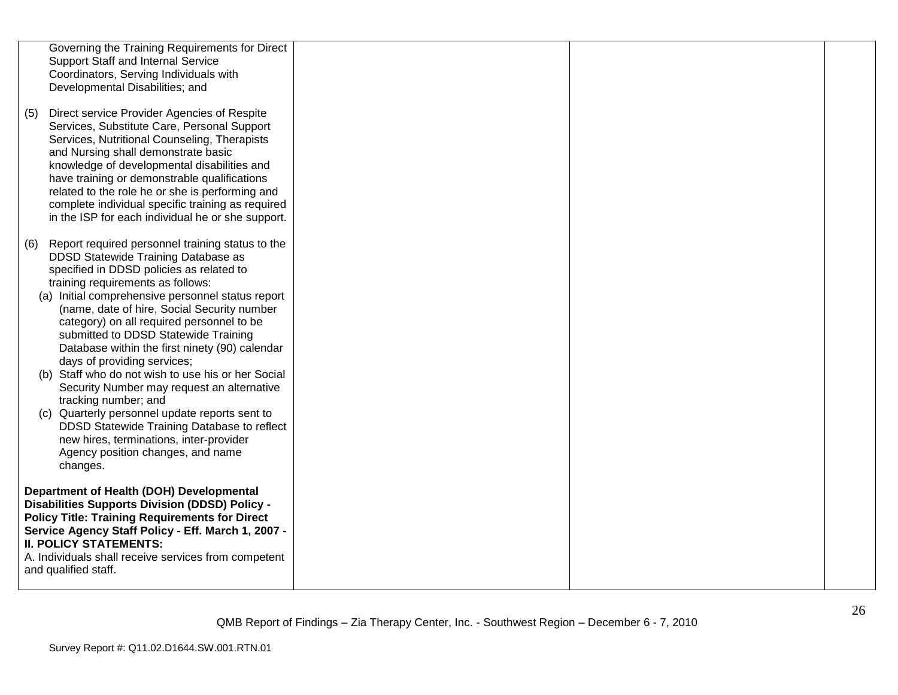| | | | |
|---|---|---|---|
| Governing the Training Requirements for Direct Support Staff and Internal Service Coordinators, Serving Individuals with Developmental Disabilities; and<br><br>(5) Direct service Provider Agencies of Respite Services, Substitute Care, Personal Support Services, Nutritional Counseling, Therapists and Nursing shall demonstrate basic knowledge of developmental disabilities and have training or demonstrable qualifications related to the role he or she is performing and complete individual specific training as required in the ISP for each individual he or she support.<br><br>(6) Report required personnel training status to the DDSD Statewide Training Database as specified in DDSD policies as related to training requirements as follows:<br>(a) Initial comprehensive personnel status report (name, date of hire, Social Security number category) on all required personnel to be submitted to DDSD Statewide Training Database within the first ninety (90) calendar days of providing services;<br>(b) Staff who do not wish to use his or her Social Security Number may request an alternative tracking number; and<br>(c) Quarterly personnel update reports sent to DDSD Statewide Training Database to reflect new hires, terminations, inter-provider Agency position changes, and name changes.<br><br>**Department of Health (DOH) Developmental Disabilities Supports Division (DDSD) Policy - Policy Title: Training Requirements for Direct Service Agency Staff Policy - Eff. March 1, 2007 - II. POLICY STATEMENTS:**<br>A. Individuals shall receive services from competent and qualified staff. | | | |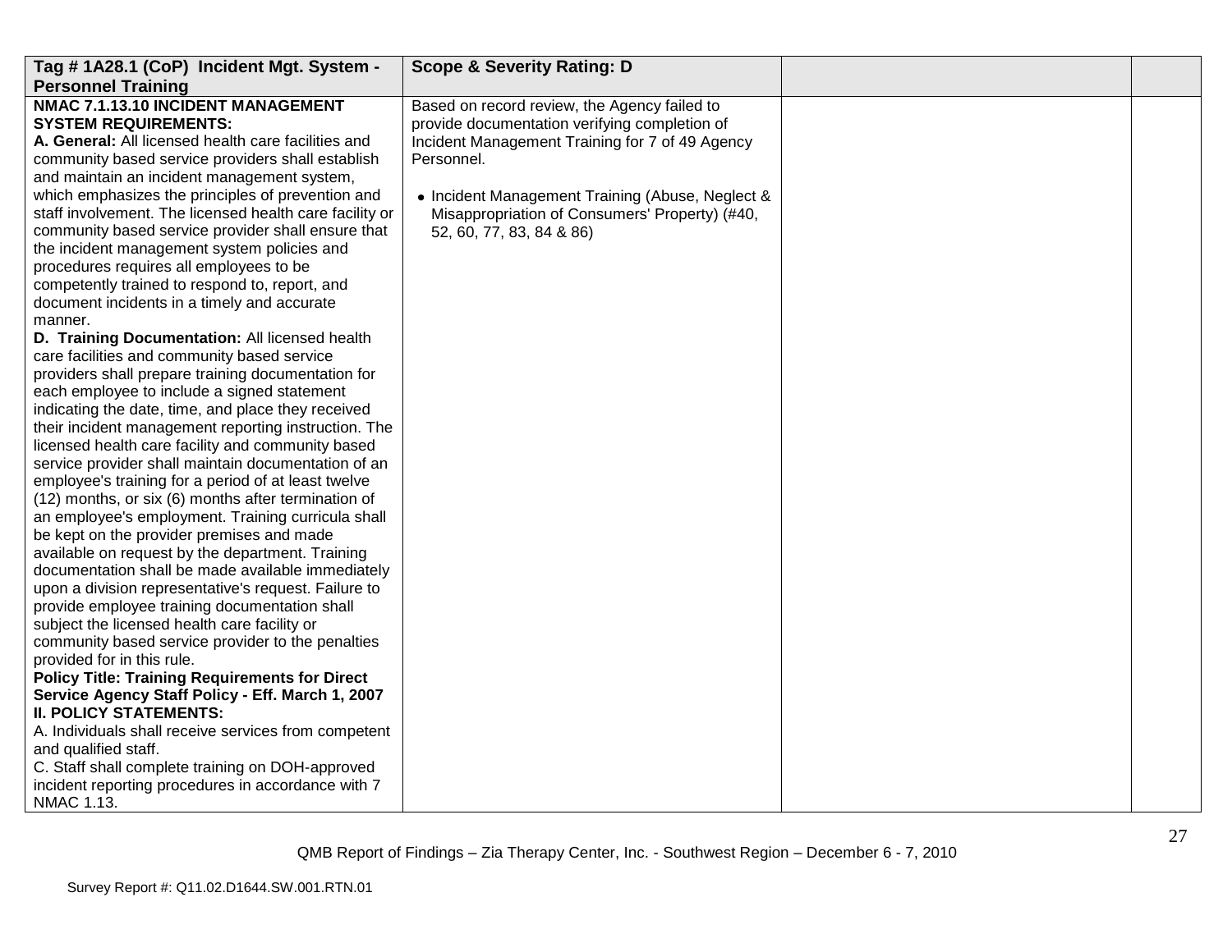| Tag # 1A28.1 (CoP) Incident Mgt. System - Personnel Training | Scope & Severity Rating: D | | |
|---|---|---|---|
| **NMAC 7.1.13.10 INCIDENT MANAGEMENT SYSTEM REQUIREMENTS:**<br>**A. General:** All licensed health care facilities and community based service providers shall establish and maintain an incident management system, which emphasizes the principles of prevention and staff involvement. The licensed health care facility or community based service provider shall ensure that the incident management system policies and procedures requires all employees to be competently trained to respond to, report, and document incidents in a timely and accurate manner.<br>**D. Training Documentation:** All licensed health care facilities and community based service providers shall prepare training documentation for each employee to include a signed statement indicating the date, time, and place they received their incident management reporting instruction. The licensed health care facility and community based service provider shall maintain documentation of an employee's training for a period of at least twelve (12) months, or six (6) months after termination of an employee's employment. Training curricula shall be kept on the provider premises and made available on request by the department. Training documentation shall be made available immediately upon a division representative's request. Failure to provide employee training documentation shall subject the licensed health care facility or community based service provider to the penalties provided for in this rule.<br>**Policy Title: Training Requirements for Direct Service Agency Staff Policy - Eff. March 1, 2007**<br>**II. POLICY STATEMENTS:**<br>A. Individuals shall receive services from competent and qualified staff.<br>C. Staff shall complete training on DOH-approved incident reporting procedures in accordance with 7 NMAC 1.13. | Based on record review, the Agency failed to provide documentation verifying completion of Incident Management Training for 7 of 49 Agency Personnel.<br><br>• Incident Management Training (Abuse, Neglect & Misappropriation of Consumers' Property) (#40, 52, 60, 77, 83, 84 & 86) | | |

QMB Report of Findings – Zia Therapy Center, Inc. - Southwest Region – December 6 - 7, 2010

Survey Report #: Q11.02.D1644.SW.001.RTN.01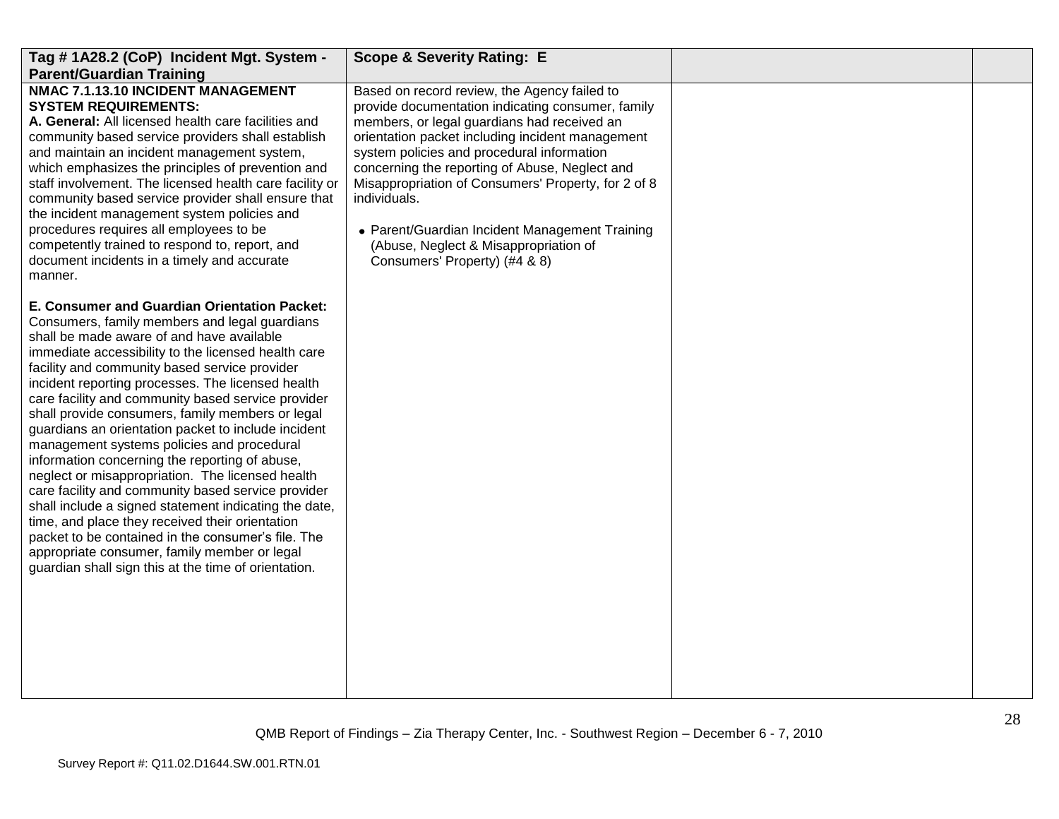| Tag # 1A28.2 (CoP) Incident Mgt. System - Parent/Guardian Training | Scope & Severity Rating: E | | |
|---|---|---|---|
| **NMAC 7.1.13.10 INCIDENT MANAGEMENT SYSTEM REQUIREMENTS:**<br>**A. General:** All licensed health care facilities and community based service providers shall establish and maintain an incident management system, which emphasizes the principles of prevention and staff involvement. The licensed health care facility or community based service provider shall ensure that the incident management system policies and procedures requires all employees to be competently trained to respond to, report, and document incidents in a timely and accurate manner.<br><br>**E. Consumer and Guardian Orientation Packet:** Consumers, family members and legal guardians shall be made aware of and have available immediate accessibility to the licensed health care facility and community based service provider incident reporting processes. The licensed health care facility and community based service provider shall provide consumers, family members or legal guardians an orientation packet to include incident management systems policies and procedural information concerning the reporting of abuse, neglect or misappropriation. The licensed health care facility and community based service provider shall include a signed statement indicating the date, time, and place they received their orientation packet to be contained in the consumer's file. The appropriate consumer, family member or legal guardian shall sign this at the time of orientation. | Based on record review, the Agency failed to provide documentation indicating consumer, family members, or legal guardians had received an orientation packet including incident management system policies and procedural information concerning the reporting of Abuse, Neglect and Misappropriation of Consumers' Property, for 2 of 8 individuals.<br><br>• Parent/Guardian Incident Management Training (Abuse, Neglect & Misappropriation of Consumers' Property) (#4 & 8) | | |

QMB Report of Findings – Zia Therapy Center, Inc. - Southwest Region – December 6 - 7, 2010

Survey Report #: Q11.02.D1644.SW.001.RTN.01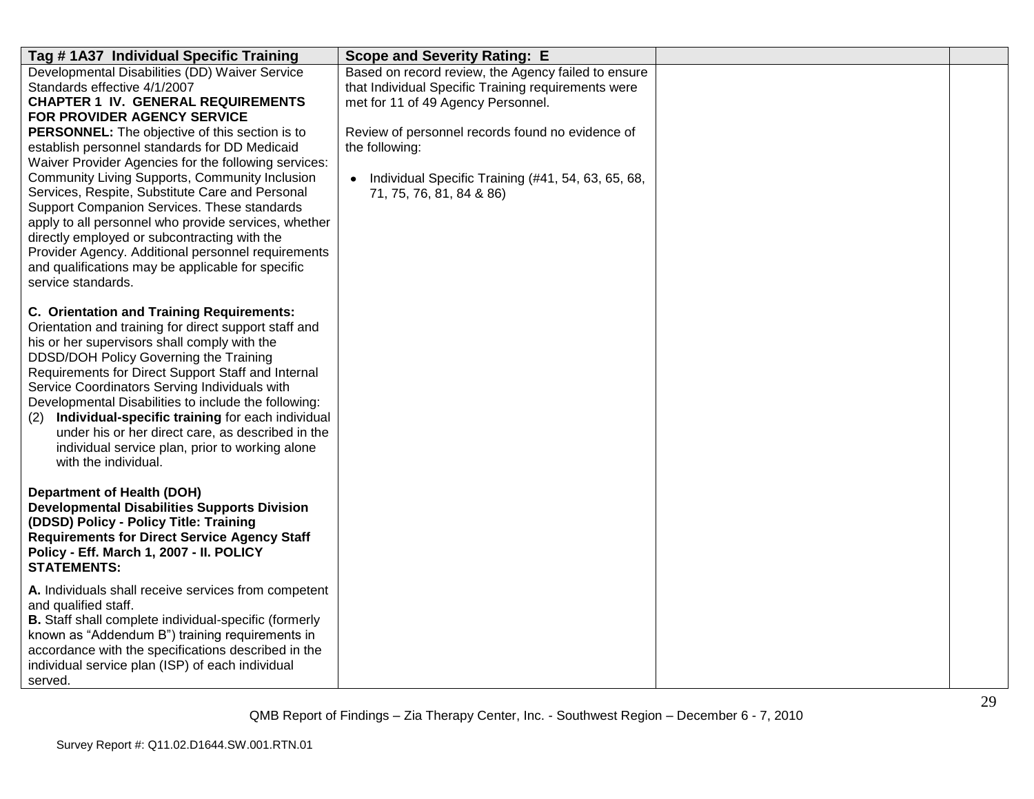| Tag # 1A37 Individual Specific Training | Scope and Severity Rating: E | | |
|---|---|---|---|
| Developmental Disabilities (DD) Waiver Service Standards effective 4/1/2007<br>**CHAPTER 1 IV. GENERAL REQUIREMENTS FOR PROVIDER AGENCY SERVICE PERSONNEL:** The objective of this section is to establish personnel standards for DD Medicaid Waiver Provider Agencies for the following services: Community Living Supports, Community Inclusion Services, Respite, Substitute Care and Personal Support Companion Services. These standards apply to all personnel who provide services, whether directly employed or subcontracting with the Provider Agency. Additional personnel requirements and qualifications may be applicable for specific service standards.<br><br>**C. Orientation and Training Requirements:** Orientation and training for direct support staff and his or her supervisors shall comply with the DDSD/DOH Policy Governing the Training Requirements for Direct Support Staff and Internal Service Coordinators Serving Individuals with Developmental Disabilities to include the following:<br>(2) **Individual-specific training** for each individual under his or her direct care, as described in the individual service plan, prior to working alone with the individual.<br><br>**Department of Health (DOH) Developmental Disabilities Supports Division (DDSD) Policy - Policy Title: Training Requirements for Direct Service Agency Staff Policy - Eff. March 1, 2007 - II. POLICY STATEMENTS:**<br><br>**A.** Individuals shall receive services from competent and qualified staff.<br>**B.** Staff shall complete individual-specific (formerly known as "Addendum B") training requirements in accordance with the specifications described in the individual service plan (ISP) of each individual served. | Based on record review, the Agency failed to ensure that Individual Specific Training requirements were met for 11 of 49 Agency Personnel.<br><br>Review of personnel records found no evidence of the following:<br><br>• Individual Specific Training (#41, 54, 63, 65, 68, 71, 75, 76, 81, 84 & 86) | | |

QMB Report of Findings – Zia Therapy Center, Inc. - Southwest Region – December 6 - 7, 2010

Survey Report #: Q11.02.D1644.SW.001.RTN.01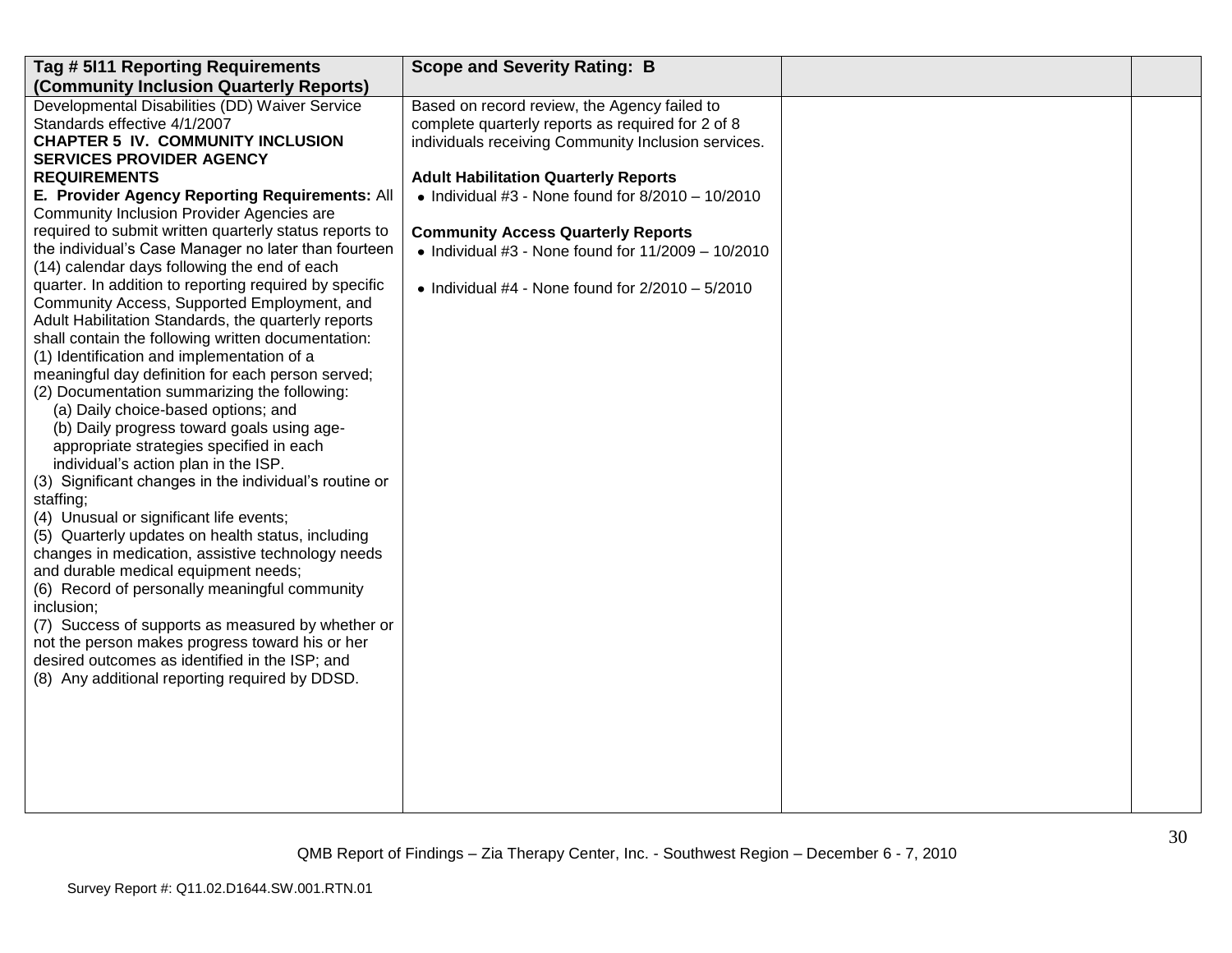| Tag # 5I11 Reporting Requirements (Community Inclusion Quarterly Reports) | Scope and Severity Rating: B | | |
|---|---|---|---|
| Developmental Disabilities (DD) Waiver Service Standards effective 4/1/2007<br>**CHAPTER 5 IV. COMMUNITY INCLUSION SERVICES PROVIDER AGENCY REQUIREMENTS**<br>**E. Provider Agency Reporting Requirements:** All Community Inclusion Provider Agencies are required to submit written quarterly status reports to the individual's Case Manager no later than fourteen (14) calendar days following the end of each quarter. In addition to reporting required by specific Community Access, Supported Employment, and Adult Habilitation Standards, the quarterly reports shall contain the following written documentation:<br>(1) Identification and implementation of a meaningful day definition for each person served;<br>(2) Documentation summarizing the following:<br>(a) Daily choice-based options; and<br>(b) Daily progress toward goals using age-appropriate strategies specified in each individual's action plan in the ISP.<br>(3) Significant changes in the individual's routine or staffing;<br>(4) Unusual or significant life events;<br>(5) Quarterly updates on health status, including changes in medication, assistive technology needs and durable medical equipment needs;<br>(6) Record of personally meaningful community inclusion;<br>(7) Success of supports as measured by whether or not the person makes progress toward his or her desired outcomes as identified in the ISP; and<br>(8) Any additional reporting required by DDSD. | Based on record review, the Agency failed to complete quarterly reports as required for 2 of 8 individuals receiving Community Inclusion services.<br><br>**Adult Habilitation Quarterly Reports**<br>• Individual #3 - None found for 8/2010 – 10/2010<br><br>**Community Access Quarterly Reports**<br>• Individual #3 - None found for 11/2009 – 10/2010<br><br>• Individual #4 - None found for 2/2010 – 5/2010 | | |

QMB Report of Findings – Zia Therapy Center, Inc. - Southwest Region – December 6 - 7, 2010

Survey Report #: Q11.02.D1644.SW.001.RTN.01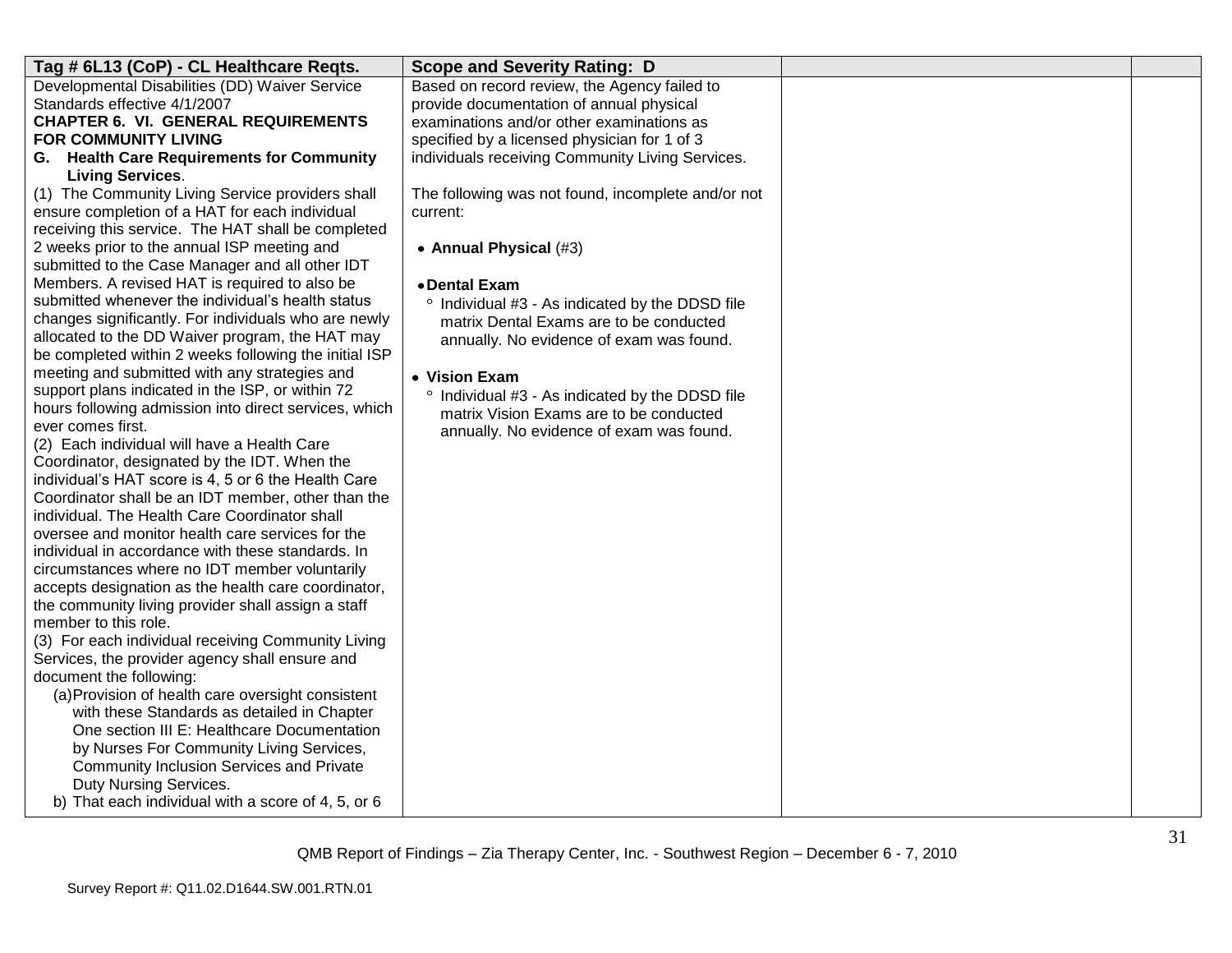| Tag # 6L13 (CoP) - CL Healthcare Reqts. | Scope and Severity Rating: D | | |
|---|---|---|---|
| Developmental Disabilities (DD) Waiver Service Standards effective 4/1/2007<br>**CHAPTER 6. VI. GENERAL REQUIREMENTS FOR COMMUNITY LIVING**<br>**G. Health Care Requirements for Community Living Services**.<br>(1) The Community Living Service providers shall ensure completion of a HAT for each individual receiving this service. The HAT shall be completed 2 weeks prior to the annual ISP meeting and submitted to the Case Manager and all other IDT Members. A revised HAT is required to also be submitted whenever the individual's health status changes significantly. For individuals who are newly allocated to the DD Waiver program, the HAT may be completed within 2 weeks following the initial ISP meeting and submitted with any strategies and support plans indicated in the ISP, or within 72 hours following admission into direct services, which ever comes first.<br>(2) Each individual will have a Health Care Coordinator, designated by the IDT. When the individual's HAT score is 4, 5 or 6 the Health Care Coordinator shall be an IDT member, other than the individual. The Health Care Coordinator shall oversee and monitor health care services for the individual in accordance with these standards. In circumstances where no IDT member voluntarily accepts designation as the health care coordinator, the community living provider shall assign a staff member to this role.<br>(3) For each individual receiving Community Living Services, the provider agency shall ensure and document the following:<br>(a) Provision of health care oversight consistent with these Standards as detailed in Chapter One section III E: Healthcare Documentation by Nurses For Community Living Services, Community Inclusion Services and Private Duty Nursing Services.<br>b) That each individual with a score of 4, 5, or 6 | Based on record review, the Agency failed to provide documentation of annual physical examinations and/or other examinations as specified by a licensed physician for 1 of 3 individuals receiving Community Living Services.<br><br>The following was not found, incomplete and/or not current:<br><br>• **Annual Physical** (#3)<br><br>• **Dental Exam**<br>° Individual #3 - As indicated by the DDSD file matrix Dental Exams are to be conducted annually. No evidence of exam was found.<br><br>• **Vision Exam**<br>° Individual #3 - As indicated by the DDSD file matrix Vision Exams are to be conducted annually. No evidence of exam was found. | | |

QMB Report of Findings – Zia Therapy Center, Inc. - Southwest Region – December 6 - 7, 2010

Survey Report #: Q11.02.D1644.SW.001.RTN.01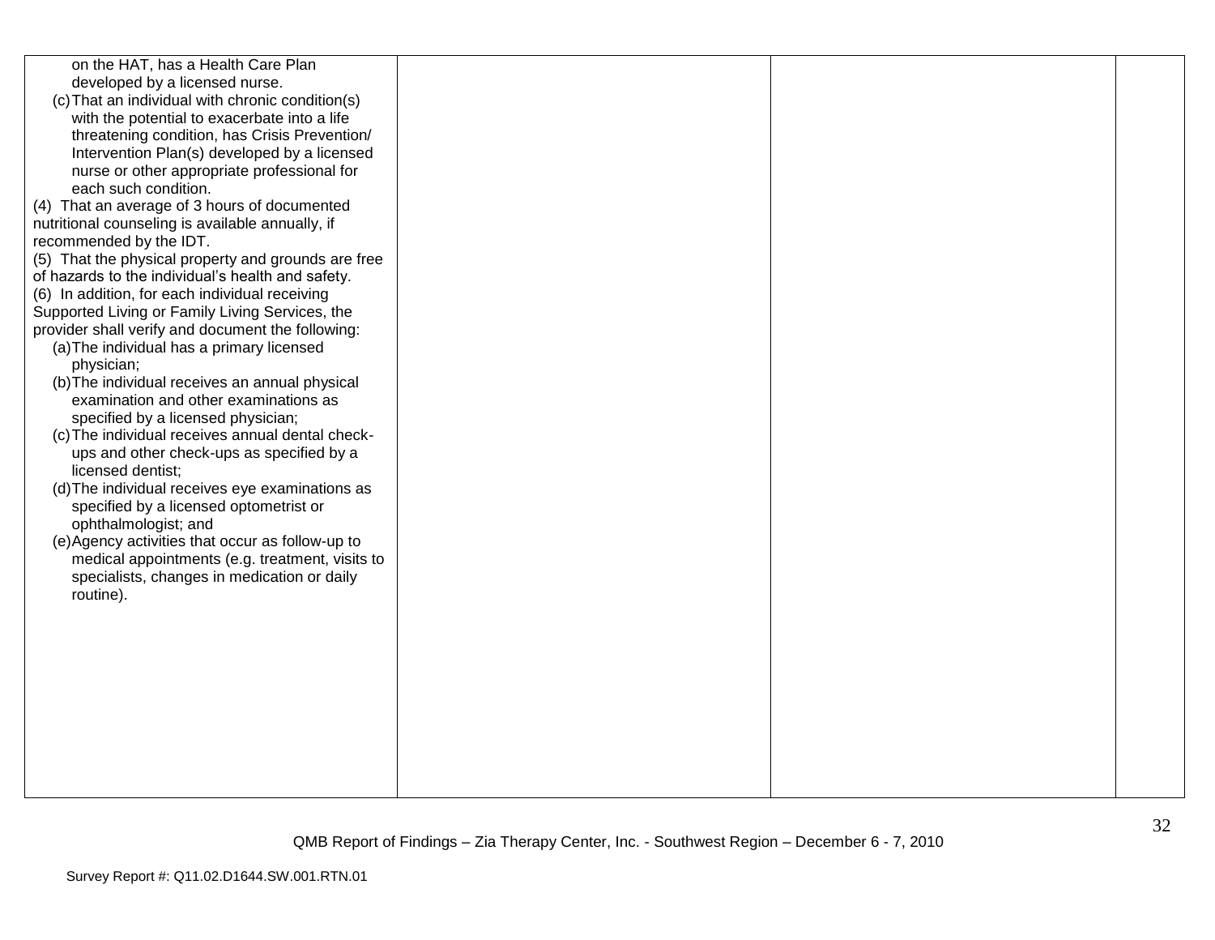| | | | |
|---|---|---|---|
| on the HAT, has a Health Care Plan developed by a licensed nurse.<br>(c) That an individual with chronic condition(s) with the potential to exacerbate into a life threatening condition, has Crisis Prevention/ Intervention Plan(s) developed by a licensed nurse or other appropriate professional for each such condition.<br>(4) That an average of 3 hours of documented nutritional counseling is available annually, if recommended by the IDT.<br>(5) That the physical property and grounds are free of hazards to the individual's health and safety.<br>(6) In addition, for each individual receiving Supported Living or Family Living Services, the provider shall verify and document the following:<br>(a) The individual has a primary licensed physician;<br>(b) The individual receives an annual physical examination and other examinations as specified by a licensed physician;<br>(c) The individual receives annual dental check-ups and other check-ups as specified by a licensed dentist;<br>(d) The individual receives eye examinations as specified by a licensed optometrist or ophthalmologist; and<br>(e) Agency activities that occur as follow-up to medical appointments (e.g. treatment, visits to specialists, changes in medication or daily routine). | | | |

QMB Report of Findings – Zia Therapy Center, Inc. - Southwest Region – December 6 - 7, 2010

Survey Report #: Q11.02.D1644.SW.001.RTN.01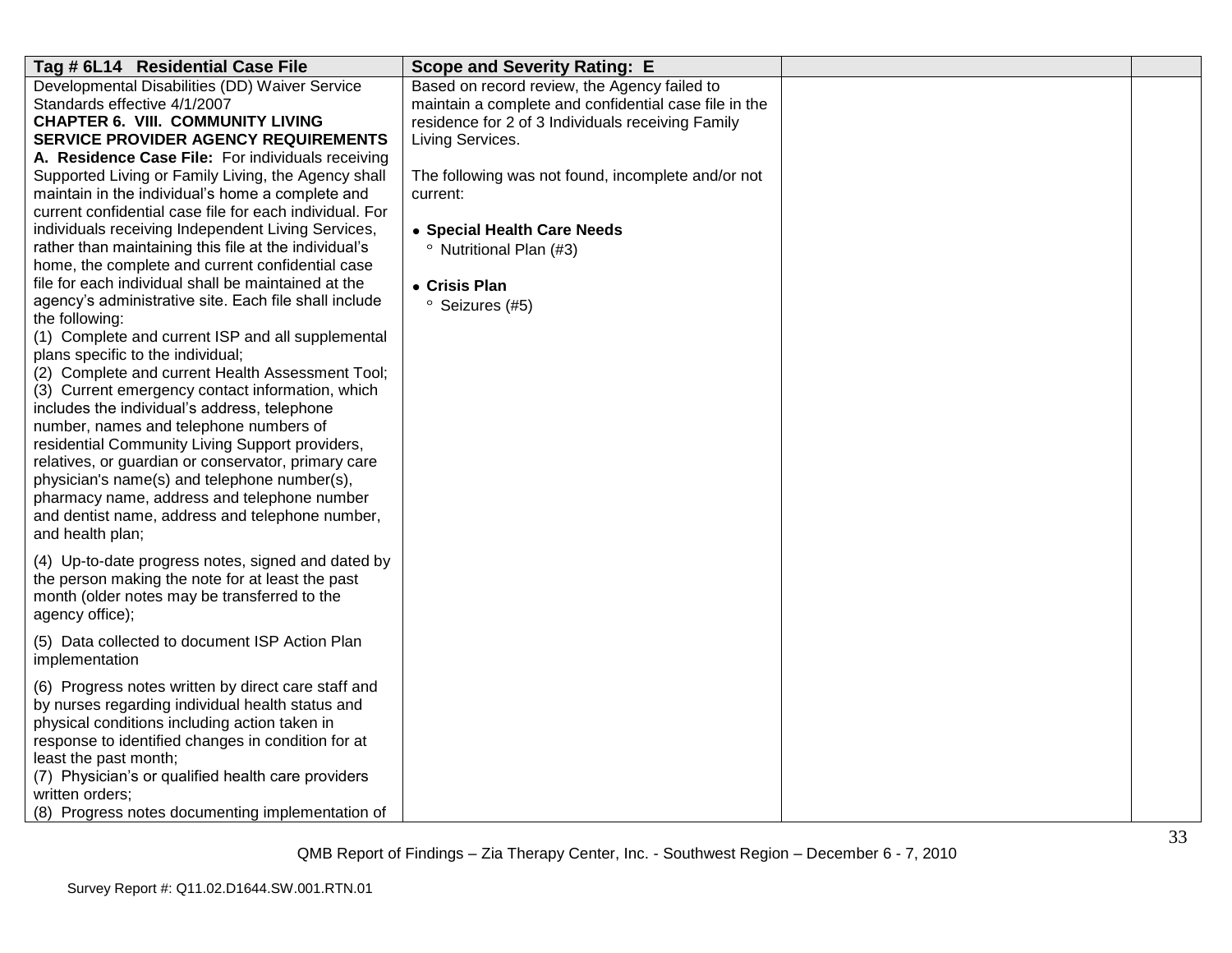| Tag # 6L14 Residential Case File | Scope and Severity Rating: E | | |
|---|---|---|---|
| Developmental Disabilities (DD) Waiver Service Standards effective 4/1/2007<br>**CHAPTER 6. VIII. COMMUNITY LIVING SERVICE PROVIDER AGENCY REQUIREMENTS**<br>**A. Residence Case File:** For individuals receiving Supported Living or Family Living, the Agency shall maintain in the individual's home a complete and current confidential case file for each individual. For individuals receiving Independent Living Services, rather than maintaining this file at the individual's home, the complete and current confidential case file for each individual shall be maintained at the agency's administrative site. Each file shall include the following:<br>(1) Complete and current ISP and all supplemental plans specific to the individual;<br>(2) Complete and current Health Assessment Tool;<br>(3) Current emergency contact information, which includes the individual's address, telephone number, names and telephone numbers of residential Community Living Support providers, relatives, or guardian or conservator, primary care physician's name(s) and telephone number(s), pharmacy name, address and telephone number and dentist name, address and telephone number, and health plan;<br><br>(4) Up-to-date progress notes, signed and dated by the person making the note for at least the past month (older notes may be transferred to the agency office);<br><br>(5) Data collected to document ISP Action Plan implementation<br><br>(6) Progress notes written by direct care staff and by nurses regarding individual health status and physical conditions including action taken in response to identified changes in condition for at least the past month;<br>(7) Physician's or qualified health care providers written orders;<br>(8) Progress notes documenting implementation of | Based on record review, the Agency failed to maintain a complete and confidential case file in the residence for 2 of 3 Individuals receiving Family Living Services.<br><br>The following was not found, incomplete and/or not current:<br><br>• **Special Health Care Needs**<br>  ◦ Nutritional Plan (#3)<br><br>• **Crisis Plan**<br>  ◦ Seizures (#5) | | |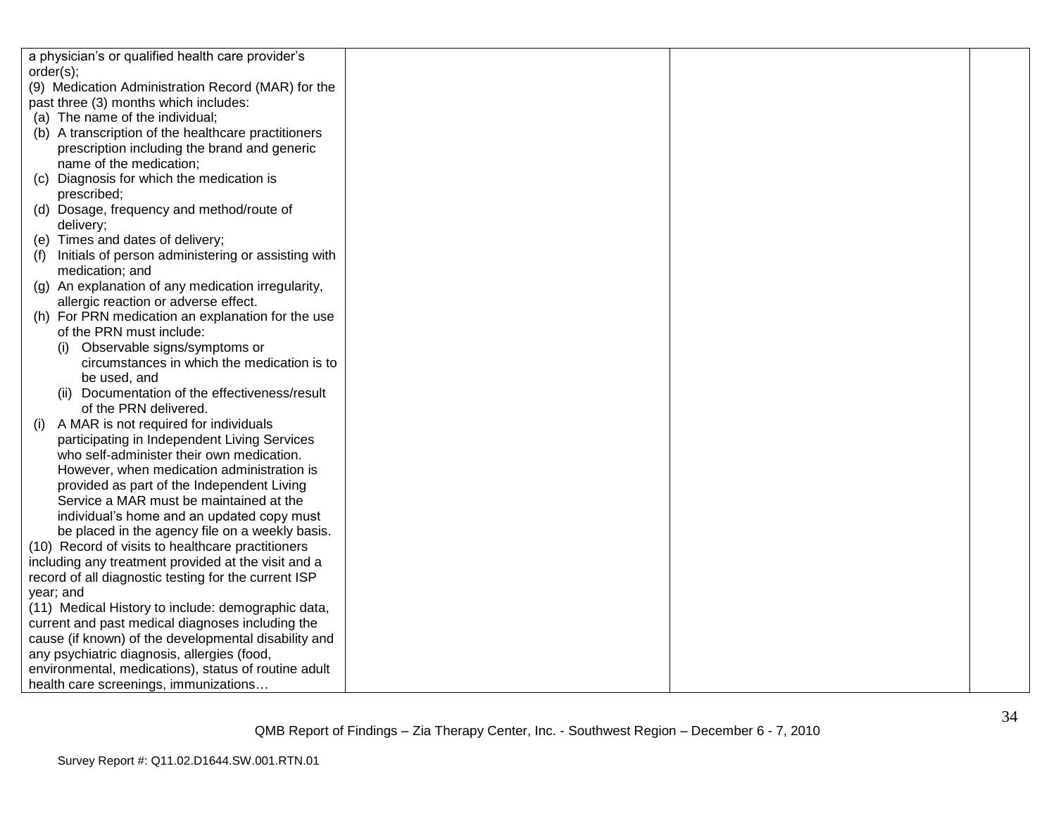| | | | |
|---|---|---|---|
| a physician's or qualified health care provider's order(s);<br>(9) Medication Administration Record (MAR) for the past three (3) months which includes:<br>(a) The name of the individual;<br>(b) A transcription of the healthcare practitioners prescription including the brand and generic name of the medication;<br>(c) Diagnosis for which the medication is prescribed;<br>(d) Dosage, frequency and method/route of delivery;<br>(e) Times and dates of delivery;<br>(f) Initials of person administering or assisting with medication; and<br>(g) An explanation of any medication irregularity, allergic reaction or adverse effect.<br>(h) For PRN medication an explanation for the use of the PRN must include:<br>(i) Observable signs/symptoms or circumstances in which the medication is to be used, and<br>(ii) Documentation of the effectiveness/result of the PRN delivered.<br>(i) A MAR is not required for individuals participating in Independent Living Services who self-administer their own medication. However, when medication administration is provided as part of the Independent Living Service a MAR must be maintained at the individual's home and an updated copy must be placed in the agency file on a weekly basis.<br>(10) Record of visits to healthcare practitioners including any treatment provided at the visit and a record of all diagnostic testing for the current ISP year; and<br>(11) Medical History to include: demographic data, current and past medical diagnoses including the cause (if known) of the developmental disability and any psychiatric diagnosis, allergies (food, environmental, medications), status of routine adult health care screenings, immunizations… | | | |

QMB Report of Findings – Zia Therapy Center, Inc. - Southwest Region – December 6 - 7, 2010

Survey Report #: Q11.02.D1644.SW.001.RTN.01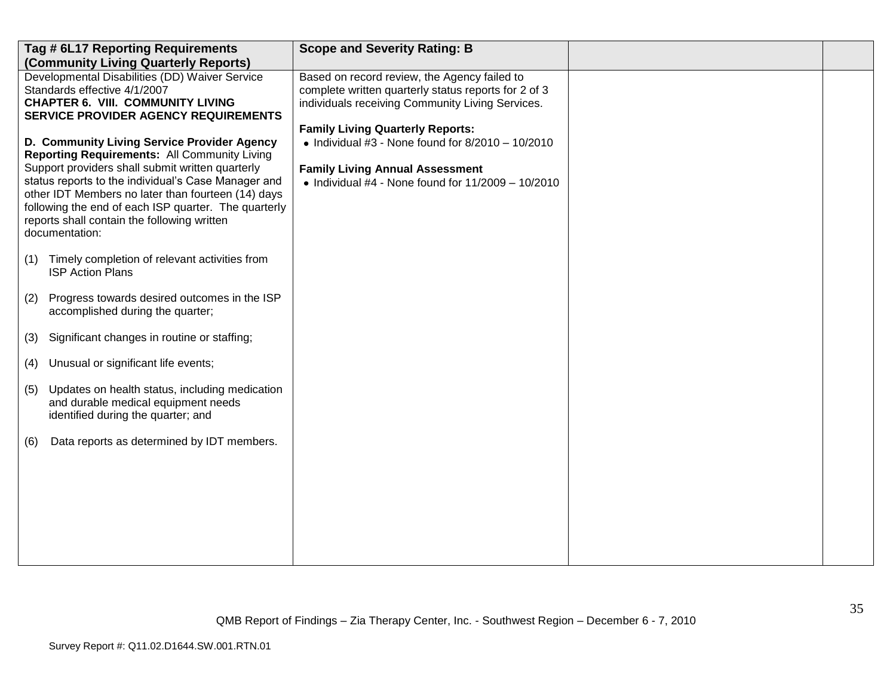| Tag # 6L17 Reporting Requirements (Community Living Quarterly Reports) | Scope and Severity Rating: B | | |
|---|---|---|---|
| Developmental Disabilities (DD) Waiver Service Standards effective 4/1/2007<br>**CHAPTER 6. VIII. COMMUNITY LIVING SERVICE PROVIDER AGENCY REQUIREMENTS**<br><br>**D. Community Living Service Provider Agency Reporting Requirements:** All Community Living Support providers shall submit written quarterly status reports to the individual's Case Manager and other IDT Members no later than fourteen (14) days following the end of each ISP quarter. The quarterly reports shall contain the following written documentation:<br><br>(1) Timely completion of relevant activities from ISP Action Plans<br><br>(2) Progress towards desired outcomes in the ISP accomplished during the quarter;<br><br>(3) Significant changes in routine or staffing;<br><br>(4) Unusual or significant life events;<br><br>(5) Updates on health status, including medication and durable medical equipment needs identified during the quarter; and<br><br>(6) Data reports as determined by IDT members. | Based on record review, the Agency failed to complete written quarterly status reports for 2 of 3 individuals receiving Community Living Services.<br><br>**Family Living Quarterly Reports:**<br>• Individual #3 - None found for 8/2010 – 10/2010<br><br>**Family Living Annual Assessment**<br>• Individual #4 - None found for 11/2009 – 10/2010 | | |

QMB Report of Findings – Zia Therapy Center, Inc. - Southwest Region – December 6 - 7, 2010

Survey Report #: Q11.02.D1644.SW.001.RTN.01